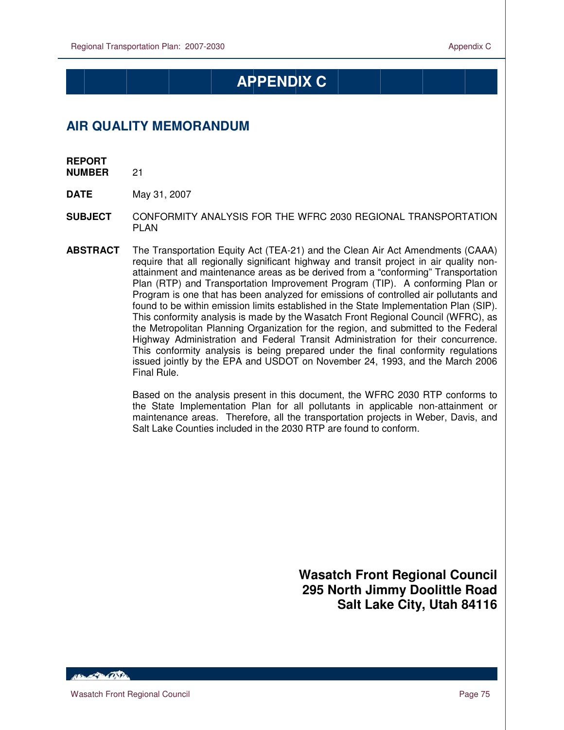# APPENDIX C

## AIR QUALITY MEMORANDUM

**REPORT NUMBER** 21

**DATE** May 31, 2007

**SUBJECT** CONFORMITY ANALYSIS FOR THE WFRC 2030 REGIONAL TRANSPORTATION PLAN

**ABSTRACT** The Transportation Equity Act (TEA-21) and the Clean Air Act Amendments (CAAA) require that all regionally significant highway and transit project in air quality non-attainment and maintenance areas as be derived from a "conforming" Transportation Plan (RTP) and Transportation Improvement Program (TIP). A conforming Plan or Program is one that has been analyzed for emissions of controlled air pollutants and found to be within emission limits established in the State Implementation Plan (SIP). This conformity analysis is made by the Wasatch Front Regional Council (WFRC), as the Metropolitan Planning Organization for the region, and submitted to the Federal Highway Administration and Federal Transit Administration for their concurrence. This conformity analysis is being prepared under the final conformity regulations issued jointly by the EPA and USDOT on November 24, 1993, and the March 2006 Final Rule.

Based on the analysis present in this document, the WFRC 2030 RTP conforms to the State Implementation Plan for all pollutants in applicable non-attainment or maintenance areas. Therefore, all the transportation projects in Weber, Davis, and Salt Lake Counties included in the 2030 RTP are found to conform.

**Wasatch Front Regional Council**
**295 North Jimmy Doolittle Road**
**Salt Lake City, Utah 84116**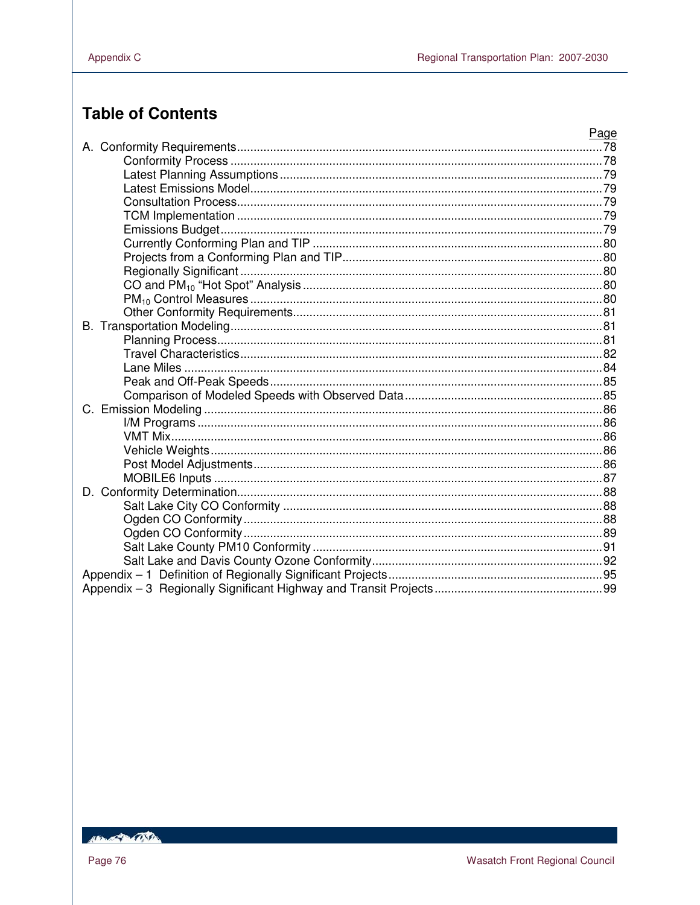## Table of Contents

| | Page |
|---|---|
| A. Conformity Requirements | 78 |
| Conformity Process | 78 |
| Latest Planning Assumptions | 79 |
| Latest Emissions Model | 79 |
| Consultation Process | 79 |
| TCM Implementation | 79 |
| Emissions Budget | 79 |
| Currently Conforming Plan and TIP | 80 |
| Projects from a Conforming Plan and TIP | 80 |
| Regionally Significant | 80 |
| CO and $PM_{10}$ "Hot Spot" Analysis | 80 |
| $PM_{10}$ Control Measures | 80 |
| Other Conformity Requirements | 81 |
| B. Transportation Modeling | 81 |
| Planning Process | 81 |
| Travel Characteristics | 82 |
| Lane Miles | 84 |
| Peak and Off-Peak Speeds | 85 |
| Comparison of Modeled Speeds with Observed Data | 85 |
| C. Emission Modeling | 86 |
| I/M Programs | 86 |
| VMT Mix | 86 |
| Vehicle Weights | 86 |
| Post Model Adjustments | 86 |
| MOBILE6 Inputs | 87 |
| D. Conformity Determination | 88 |
| Salt Lake City CO Conformity | 88 |
| Ogden CO Conformity | 88 |
| Ogden CO Conformity | 89 |
| Salt Lake County PM10 Conformity | 91 |
| Salt Lake and Davis County Ozone Conformity | 92 |
| Appendix – 1 Definition of Regionally Significant Projects | 95 |
| Appendix – 3 Regionally Significant Highway and Transit Projects | 99 |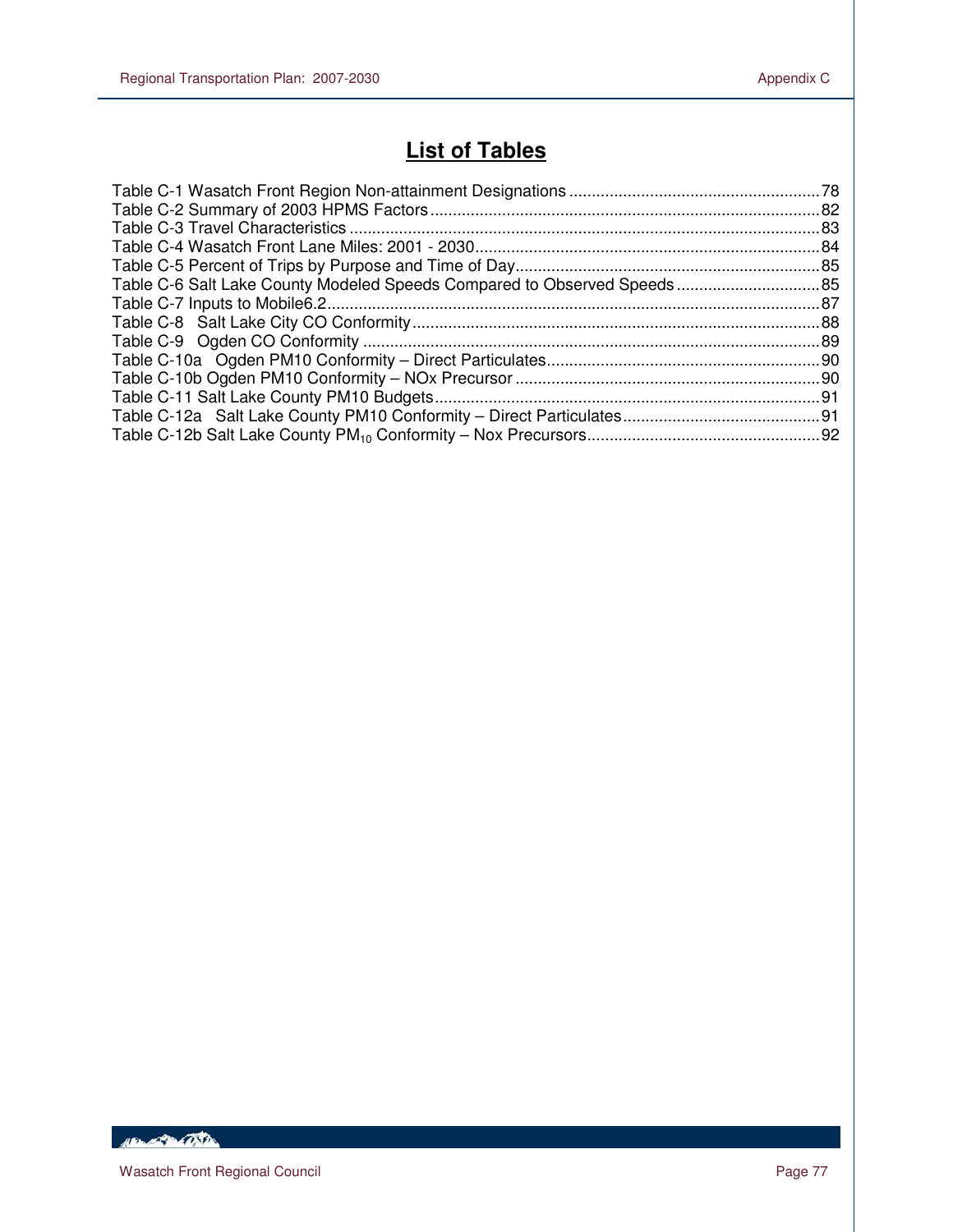# List of Tables

Table C-1 Wasatch Front Region Non-attainment Designations ........................................................ 78
Table C-2 Summary of 2003 HPMS Factors ........................................................................................ 82
Table C-3 Travel Characteristics ......................................................................................................... 83
Table C-4 Wasatch Front Lane Miles: 2001 - 2030 ............................................................................. 84
Table C-5 Percent of Trips by Purpose and Time of Day .................................................................... 85
Table C-6 Salt Lake County Modeled Speeds Compared to Observed Speeds ................................ 85
Table C-7 Inputs to Mobile6.2 .............................................................................................................. 87
Table C-8 Salt Lake City CO Conformity ........................................................................................... 88
Table C-9 Ogden CO Conformity ...................................................................................................... 89
Table C-10a Ogden PM10 Conformity – Direct Particulates ............................................................. 90
Table C-10b Ogden PM10 Conformity – NOx Precursor .................................................................... 90
Table C-11 Salt Lake County PM10 Budgets ...................................................................................... 91
Table C-12a Salt Lake County PM10 Conformity – Direct Particulates ............................................ 91
Table C-12b Salt Lake County $PM_{10}$ Conformity – Nox Precursors .................................................... 92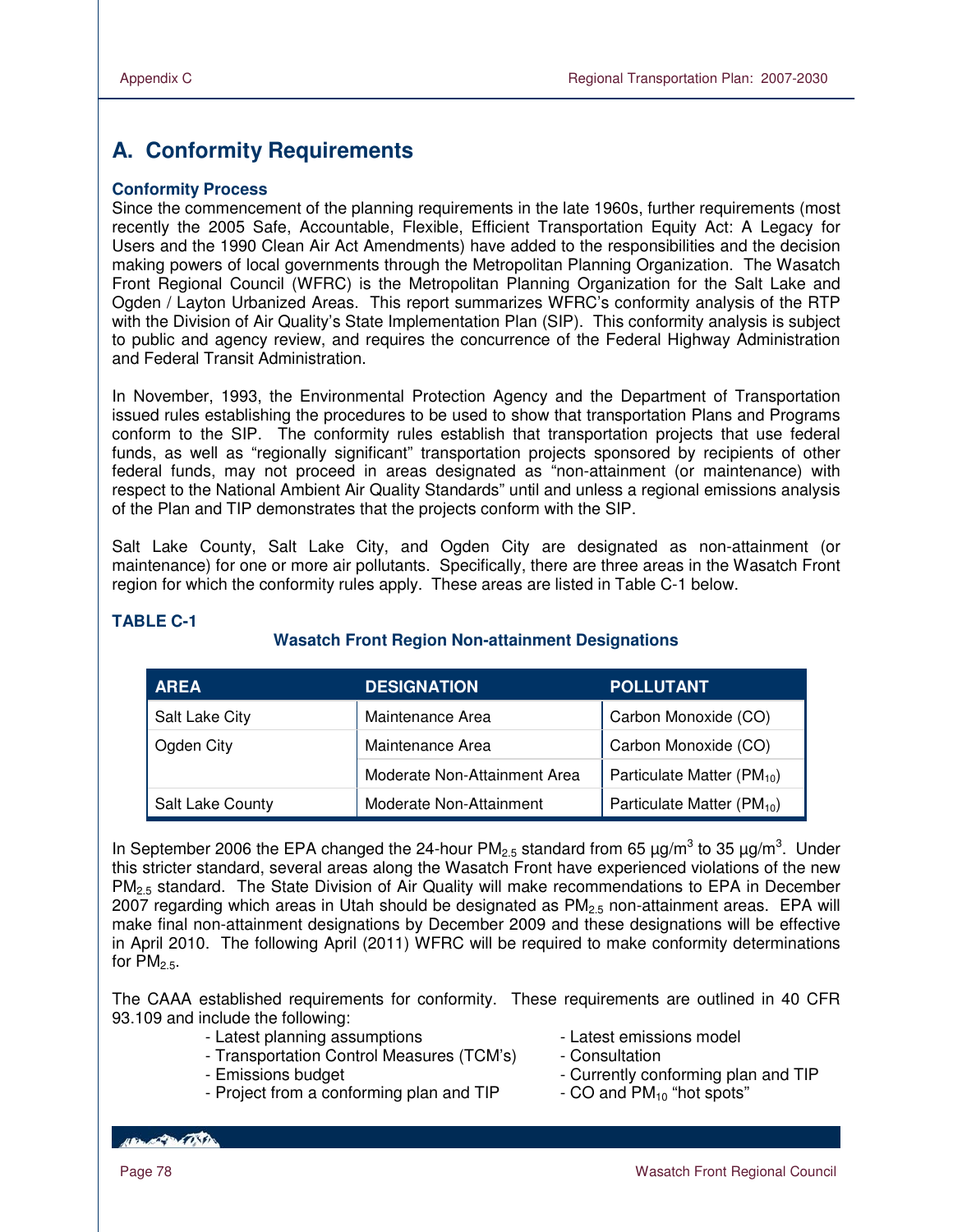## A. Conformity Requirements

### Conformity Process

Since the commencement of the planning requirements in the late 1960s, further requirements (most recently the 2005 Safe, Accountable, Flexible, Efficient Transportation Equity Act: A Legacy for Users and the 1990 Clean Air Act Amendments) have added to the responsibilities and the decision making powers of local governments through the Metropolitan Planning Organization. The Wasatch Front Regional Council (WFRC) is the Metropolitan Planning Organization for the Salt Lake and Ogden / Layton Urbanized Areas. This report summarizes WFRC's conformity analysis of the RTP with the Division of Air Quality's State Implementation Plan (SIP). This conformity analysis is subject to public and agency review, and requires the concurrence of the Federal Highway Administration and Federal Transit Administration.

In November, 1993, the Environmental Protection Agency and the Department of Transportation issued rules establishing the procedures to be used to show that transportation Plans and Programs conform to the SIP. The conformity rules establish that transportation projects that use federal funds, as well as "regionally significant" transportation projects sponsored by recipients of other federal funds, may not proceed in areas designated as "non-attainment (or maintenance) with respect to the National Ambient Air Quality Standards" until and unless a regional emissions analysis of the Plan and TIP demonstrates that the projects conform with the SIP.

Salt Lake County, Salt Lake City, and Ogden City are designated as non-attainment (or maintenance) for one or more air pollutants. Specifically, there are three areas in the Wasatch Front region for which the conformity rules apply. These areas are listed in Table C-1 below.

**TABLE C-1**

**Wasatch Front Region Non-attainment Designations**

| AREA | DESIGNATION | POLLUTANT |
|---|---|---|
| Salt Lake City | Maintenance Area | Carbon Monoxide (CO) |
| Ogden City | Maintenance Area | Carbon Monoxide (CO) |
| | Moderate Non-Attainment Area | Particulate Matter ($PM_{10}$) |
| Salt Lake County | Moderate Non-Attainment | Particulate Matter ($PM_{10}$) |

In September 2006 the EPA changed the 24-hour $PM_{2.5}$ standard from 65 µg/m$^3$ to 35 µg/m$^3$. Under this stricter standard, several areas along the Wasatch Front have experienced violations of the new $PM_{2.5}$ standard. The State Division of Air Quality will make recommendations to EPA in December 2007 regarding which areas in Utah should be designated as $PM_{2.5}$ non-attainment areas. EPA will make final non-attainment designations by December 2009 and these designations will be effective in April 2010. The following April (2011) WFRC will be required to make conformity determinations for $PM_{2.5}$.

The CAAA established requirements for conformity. These requirements are outlined in 40 CFR 93.109 and include the following:

- Latest planning assumptions
- Transportation Control Measures (TCM's)
- Emissions budget
- Project from a conforming plan and TIP
- Latest emissions model
- Consultation
- Currently conforming plan and TIP
- CO and $PM_{10}$ "hot spots"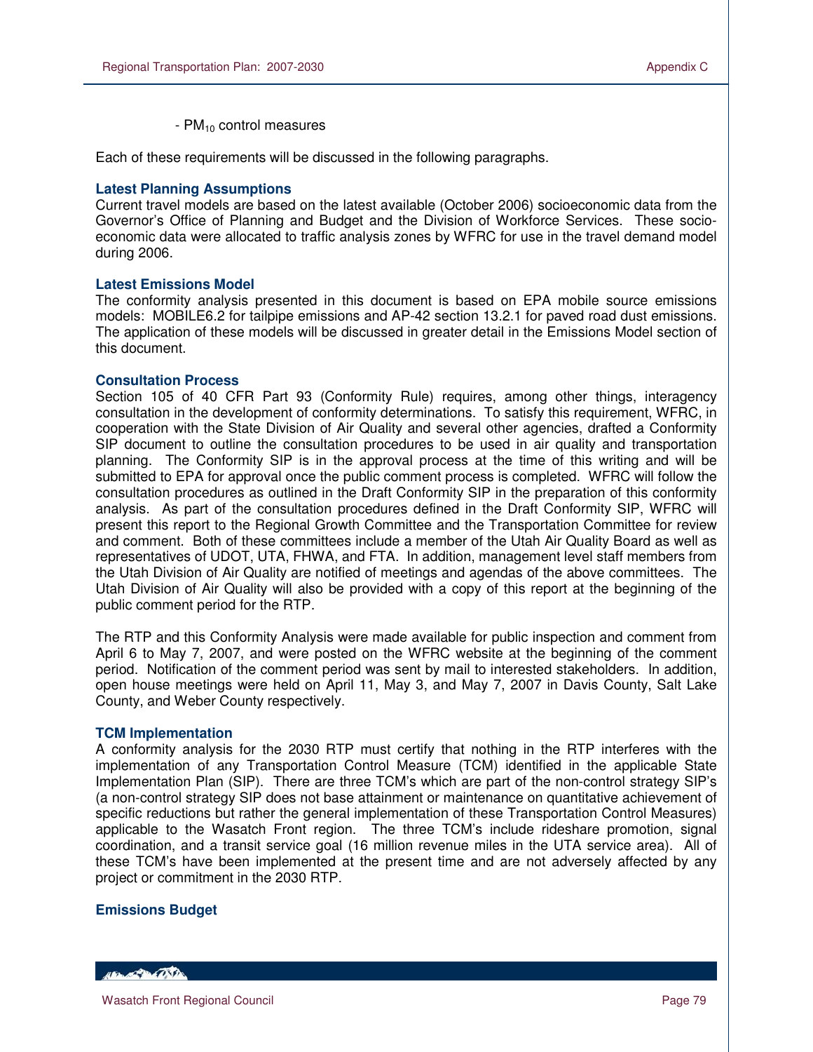- $PM_{10}$ control measures

Each of these requirements will be discussed in the following paragraphs.

### Latest Planning Assumptions

Current travel models are based on the latest available (October 2006) socioeconomic data from the Governor's Office of Planning and Budget and the Division of Workforce Services. These socio-economic data were allocated to traffic analysis zones by WFRC for use in the travel demand model during 2006.

### Latest Emissions Model

The conformity analysis presented in this document is based on EPA mobile source emissions models: MOBILE6.2 for tailpipe emissions and AP-42 section 13.2.1 for paved road dust emissions. The application of these models will be discussed in greater detail in the Emissions Model section of this document.

### Consultation Process

Section 105 of 40 CFR Part 93 (Conformity Rule) requires, among other things, interagency consultation in the development of conformity determinations. To satisfy this requirement, WFRC, in cooperation with the State Division of Air Quality and several other agencies, drafted a Conformity SIP document to outline the consultation procedures to be used in air quality and transportation planning. The Conformity SIP is in the approval process at the time of this writing and will be submitted to EPA for approval once the public comment process is completed. WFRC will follow the consultation procedures as outlined in the Draft Conformity SIP in the preparation of this conformity analysis. As part of the consultation procedures defined in the Draft Conformity SIP, WFRC will present this report to the Regional Growth Committee and the Transportation Committee for review and comment. Both of these committees include a member of the Utah Air Quality Board as well as representatives of UDOT, UTA, FHWA, and FTA. In addition, management level staff members from the Utah Division of Air Quality are notified of meetings and agendas of the above committees. The Utah Division of Air Quality will also be provided with a copy of this report at the beginning of the public comment period for the RTP.

The RTP and this Conformity Analysis were made available for public inspection and comment from April 6 to May 7, 2007, and were posted on the WFRC website at the beginning of the comment period. Notification of the comment period was sent by mail to interested stakeholders. In addition, open house meetings were held on April 11, May 3, and May 7, 2007 in Davis County, Salt Lake County, and Weber County respectively.

### TCM Implementation

A conformity analysis for the 2030 RTP must certify that nothing in the RTP interferes with the implementation of any Transportation Control Measure (TCM) identified in the applicable State Implementation Plan (SIP). There are three TCM's which are part of the non-control strategy SIP's (a non-control strategy SIP does not base attainment or maintenance on quantitative achievement of specific reductions but rather the general implementation of these Transportation Control Measures) applicable to the Wasatch Front region. The three TCM's include rideshare promotion, signal coordination, and a transit service goal (16 million revenue miles in the UTA service area). All of these TCM's have been implemented at the present time and are not adversely affected by any project or commitment in the 2030 RTP.

### Emissions Budget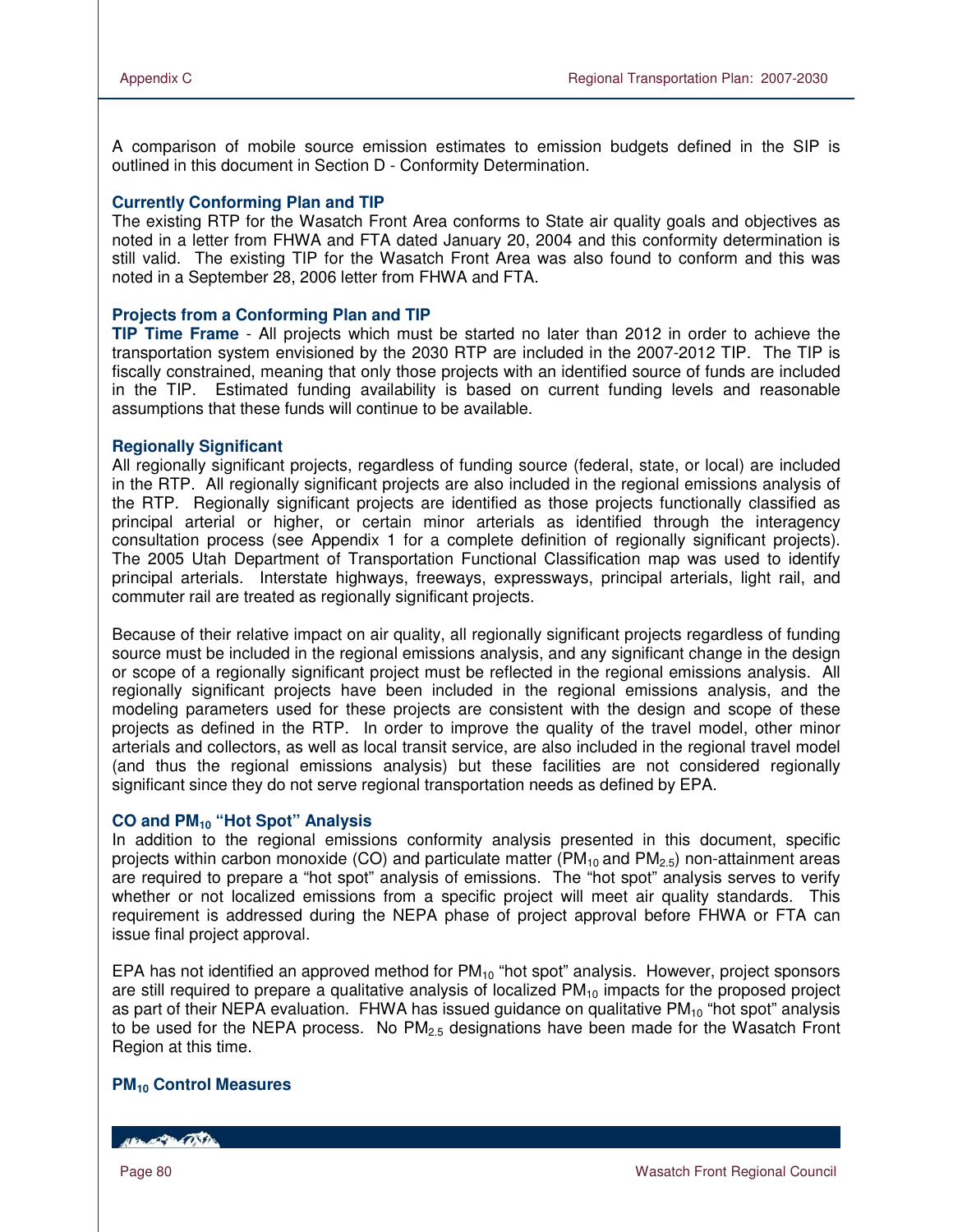A comparison of mobile source emission estimates to emission budgets defined in the SIP is outlined in this document in Section D - Conformity Determination.

### Currently Conforming Plan and TIP

The existing RTP for the Wasatch Front Area conforms to State air quality goals and objectives as noted in a letter from FHWA and FTA dated January 20, 2004 and this conformity determination is still valid. The existing TIP for the Wasatch Front Area was also found to conform and this was noted in a September 28, 2006 letter from FHWA and FTA.

### Projects from a Conforming Plan and TIP

**TIP Time Frame** - All projects which must be started no later than 2012 in order to achieve the transportation system envisioned by the 2030 RTP are included in the 2007-2012 TIP. The TIP is fiscally constrained, meaning that only those projects with an identified source of funds are included in the TIP. Estimated funding availability is based on current funding levels and reasonable assumptions that these funds will continue to be available.

### Regionally Significant

All regionally significant projects, regardless of funding source (federal, state, or local) are included in the RTP. All regionally significant projects are also included in the regional emissions analysis of the RTP. Regionally significant projects are identified as those projects functionally classified as principal arterial or higher, or certain minor arterials as identified through the interagency consultation process (see Appendix 1 for a complete definition of regionally significant projects). The 2005 Utah Department of Transportation Functional Classification map was used to identify principal arterials. Interstate highways, freeways, expressways, principal arterials, light rail, and commuter rail are treated as regionally significant projects.

Because of their relative impact on air quality, all regionally significant projects regardless of funding source must be included in the regional emissions analysis, and any significant change in the design or scope of a regionally significant project must be reflected in the regional emissions analysis. All regionally significant projects have been included in the regional emissions analysis, and the modeling parameters used for these projects are consistent with the design and scope of these projects as defined in the RTP. In order to improve the quality of the travel model, other minor arterials and collectors, as well as local transit service, are also included in the regional travel model (and thus the regional emissions analysis) but these facilities are not considered regionally significant since they do not serve regional transportation needs as defined by EPA.

### CO and $PM_{10}$ "Hot Spot" Analysis

In addition to the regional emissions conformity analysis presented in this document, specific projects within carbon monoxide (CO) and particulate matter ($PM_{10}$ and $PM_{2.5}$) non-attainment areas are required to prepare a "hot spot" analysis of emissions. The "hot spot" analysis serves to verify whether or not localized emissions from a specific project will meet air quality standards. This requirement is addressed during the NEPA phase of project approval before FHWA or FTA can issue final project approval.

EPA has not identified an approved method for $PM_{10}$ "hot spot" analysis. However, project sponsors are still required to prepare a qualitative analysis of localized $PM_{10}$ impacts for the proposed project as part of their NEPA evaluation. FHWA has issued guidance on qualitative $PM_{10}$ "hot spot" analysis to be used for the NEPA process. No $PM_{2.5}$ designations have been made for the Wasatch Front Region at this time.

### $PM_{10}$ Control Measures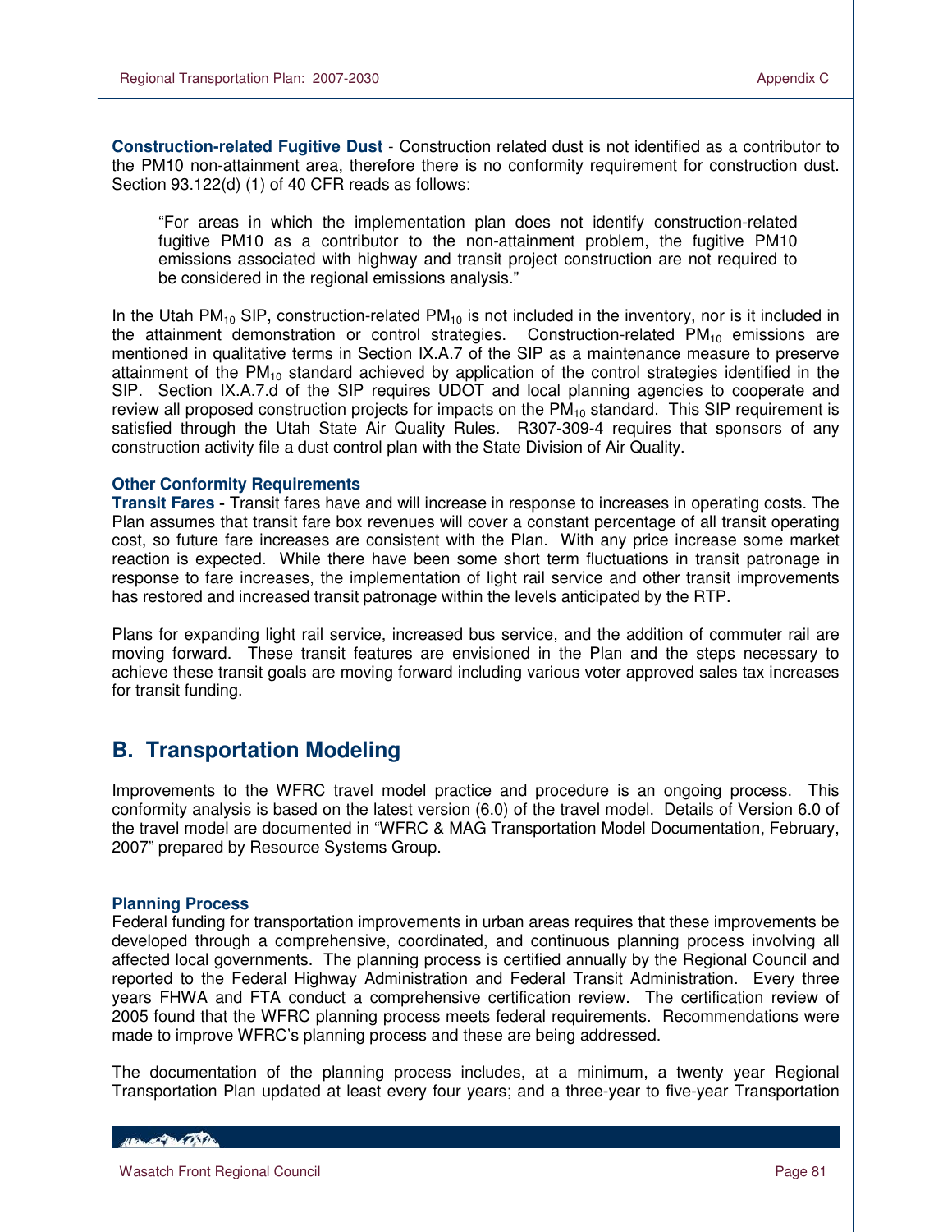**Construction-related Fugitive Dust** - Construction related dust is not identified as a contributor to the PM10 non-attainment area, therefore there is no conformity requirement for construction dust. Section 93.122(d) (1) of 40 CFR reads as follows:

> "For areas in which the implementation plan does not identify construction-related fugitive PM10 as a contributor to the non-attainment problem, the fugitive PM10 emissions associated with highway and transit project construction are not required to be considered in the regional emissions analysis."

In the Utah $PM_{10}$ SIP, construction-related $PM_{10}$ is not included in the inventory, nor is it included in the attainment demonstration or control strategies. Construction-related $PM_{10}$ emissions are mentioned in qualitative terms in Section IX.A.7 of the SIP as a maintenance measure to preserve attainment of the $PM_{10}$ standard achieved by application of the control strategies identified in the SIP. Section IX.A.7.d of the SIP requires UDOT and local planning agencies to cooperate and review all proposed construction projects for impacts on the $PM_{10}$ standard. This SIP requirement is satisfied through the Utah State Air Quality Rules. R307-309-4 requires that sponsors of any construction activity file a dust control plan with the State Division of Air Quality.

### Other Conformity Requirements

**Transit Fares -** Transit fares have and will increase in response to increases in operating costs. The Plan assumes that transit fare box revenues will cover a constant percentage of all transit operating cost, so future fare increases are consistent with the Plan. With any price increase some market reaction is expected. While there have been some short term fluctuations in transit patronage in response to fare increases, the implementation of light rail service and other transit improvements has restored and increased transit patronage within the levels anticipated by the RTP.

Plans for expanding light rail service, increased bus service, and the addition of commuter rail are moving forward. These transit features are envisioned in the Plan and the steps necessary to achieve these transit goals are moving forward including various voter approved sales tax increases for transit funding.

## B. Transportation Modeling

Improvements to the WFRC travel model practice and procedure is an ongoing process. This conformity analysis is based on the latest version (6.0) of the travel model. Details of Version 6.0 of the travel model are documented in "WFRC & MAG Transportation Model Documentation, February, 2007" prepared by Resource Systems Group.

### Planning Process

Federal funding for transportation improvements in urban areas requires that these improvements be developed through a comprehensive, coordinated, and continuous planning process involving all affected local governments. The planning process is certified annually by the Regional Council and reported to the Federal Highway Administration and Federal Transit Administration. Every three years FHWA and FTA conduct a comprehensive certification review. The certification review of 2005 found that the WFRC planning process meets federal requirements. Recommendations were made to improve WFRC's planning process and these are being addressed.

The documentation of the planning process includes, at a minimum, a twenty year Regional Transportation Plan updated at least every four years; and a three-year to five-year Transportation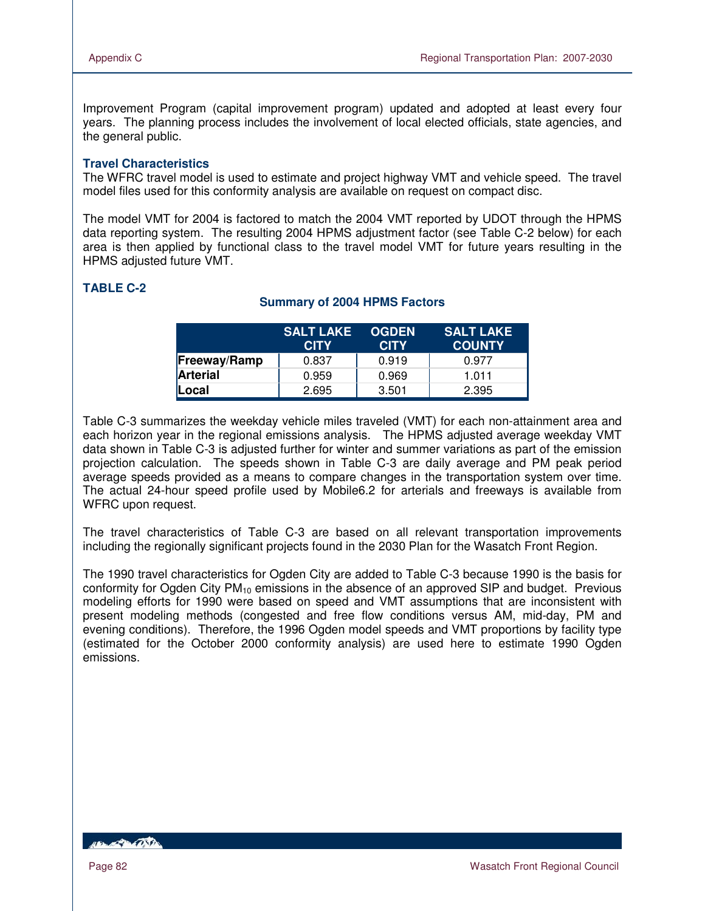Improvement Program (capital improvement program) updated and adopted at least every four years. The planning process includes the involvement of local elected officials, state agencies, and the general public.

### Travel Characteristics

The WFRC travel model is used to estimate and project highway VMT and vehicle speed. The travel model files used for this conformity analysis are available on request on compact disc.

The model VMT for 2004 is factored to match the 2004 VMT reported by UDOT through the HPMS data reporting system. The resulting 2004 HPMS adjustment factor (see Table C-2 below) for each area is then applied by functional class to the travel model VMT for future years resulting in the HPMS adjusted future VMT.

### TABLE C-2

**Summary of 2004 HPMS Factors**

| | SALT LAKE CITY | OGDEN CITY | SALT LAKE COUNTY |
|---|---|---|---|
| **Freeway/Ramp** | 0.837 | 0.919 | 0.977 |
| **Arterial** | 0.959 | 0.969 | 1.011 |
| **Local** | 2.695 | 3.501 | 2.395 |

Table C-3 summarizes the weekday vehicle miles traveled (VMT) for each non-attainment area and each horizon year in the regional emissions analysis. The HPMS adjusted average weekday VMT data shown in Table C-3 is adjusted further for winter and summer variations as part of the emission projection calculation. The speeds shown in Table C-3 are daily average and PM peak period average speeds provided as a means to compare changes in the transportation system over time. The actual 24-hour speed profile used by Mobile6.2 for arterials and freeways is available from WFRC upon request.

The travel characteristics of Table C-3 are based on all relevant transportation improvements including the regionally significant projects found in the 2030 Plan for the Wasatch Front Region.

The 1990 travel characteristics for Ogden City are added to Table C-3 because 1990 is the basis for conformity for Ogden City $PM_{10}$ emissions in the absence of an approved SIP and budget. Previous modeling efforts for 1990 were based on speed and VMT assumptions that are inconsistent with present modeling methods (congested and free flow conditions versus AM, mid-day, PM and evening conditions). Therefore, the 1996 Ogden model speeds and VMT proportions by facility type (estimated for the October 2000 conformity analysis) are used here to estimate 1990 Ogden emissions.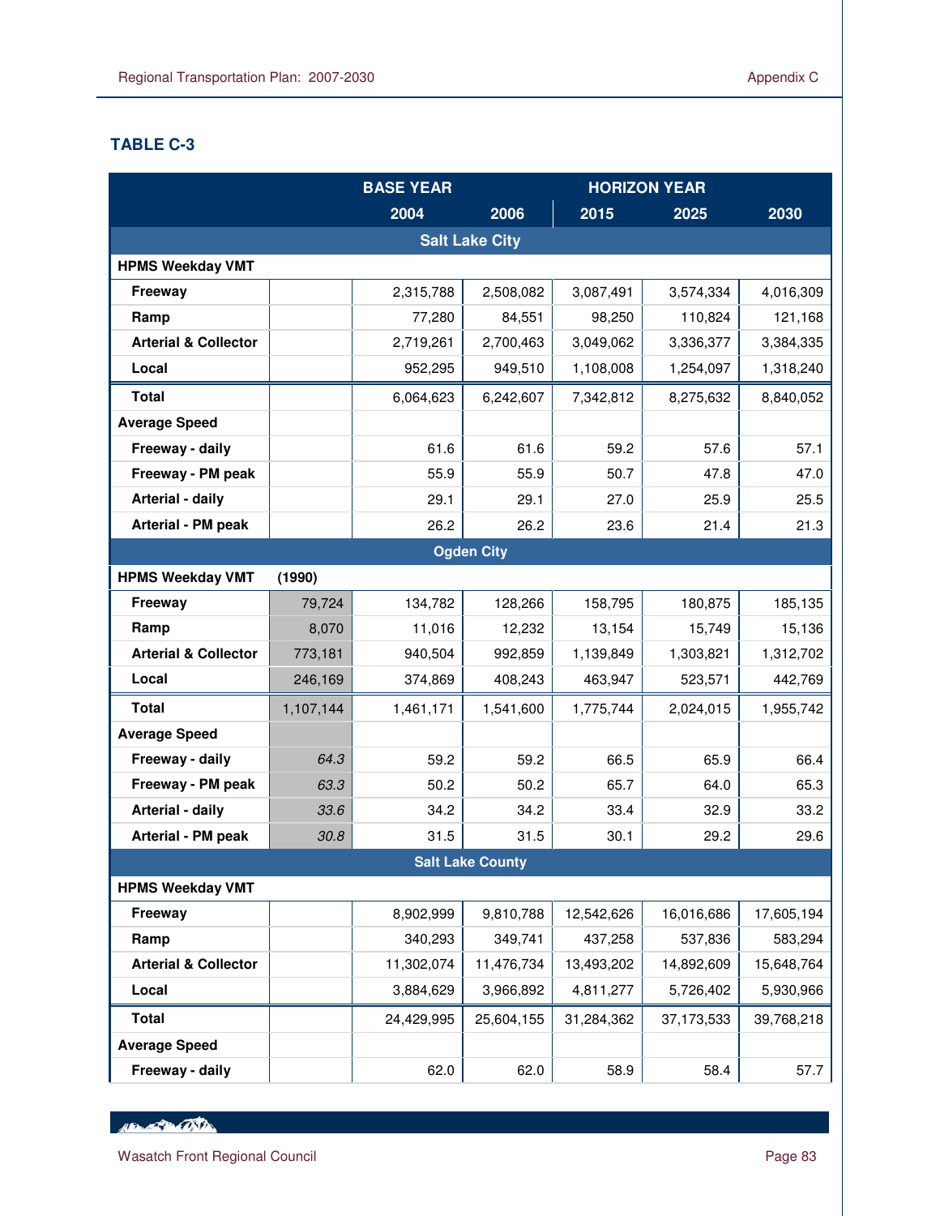### TABLE C-3

| | | BASE YEAR | | HORIZON YEAR | | |
|---|---|---|---|---|---|---|
| | | 2004 | 2006 | 2015 | 2025 | 2030 |
| **Salt Lake City** | | | | | | |
| **HPMS Weekday VMT** | | | | | | |
| **Freeway** | | 2,315,788 | 2,508,082 | 3,087,491 | 3,574,334 | 4,016,309 |
| **Ramp** | | 77,280 | 84,551 | 98,250 | 110,824 | 121,168 |
| **Arterial & Collector** | | 2,719,261 | 2,700,463 | 3,049,062 | 3,336,377 | 3,384,335 |
| **Local** | | 952,295 | 949,510 | 1,108,008 | 1,254,097 | 1,318,240 |
| **Total** | | 6,064,623 | 6,242,607 | 7,342,812 | 8,275,632 | 8,840,052 |
| **Average Speed** | | | | | | |
| **Freeway - daily** | | 61.6 | 61.6 | 59.2 | 57.6 | 57.1 |
| **Freeway - PM peak** | | 55.9 | 55.9 | 50.7 | 47.8 | 47.0 |
| **Arterial - daily** | | 29.1 | 29.1 | 27.0 | 25.9 | 25.5 |
| **Arterial - PM peak** | | 26.2 | 26.2 | 23.6 | 21.4 | 21.3 |
| **Ogden City** | | | | | | |
| **HPMS Weekday VMT** | **(1990)** | | | | | |
| **Freeway** | 79,724 | 134,782 | 128,266 | 158,795 | 180,875 | 185,135 |
| **Ramp** | 8,070 | 11,016 | 12,232 | 13,154 | 15,749 | 15,136 |
| **Arterial & Collector** | 773,181 | 940,504 | 992,859 | 1,139,849 | 1,303,821 | 1,312,702 |
| **Local** | 246,169 | 374,869 | 408,243 | 463,947 | 523,571 | 442,769 |
| **Total** | 1,107,144 | 1,461,171 | 1,541,600 | 1,775,744 | 2,024,015 | 1,955,742 |
| **Average Speed** | | | | | | |
| **Freeway - daily** | *64.3* | 59.2 | 59.2 | 66.5 | 65.9 | 66.4 |
| **Freeway - PM peak** | *63.3* | 50.2 | 50.2 | 65.7 | 64.0 | 65.3 |
| **Arterial - daily** | *33.6* | 34.2 | 34.2 | 33.4 | 32.9 | 33.2 |
| **Arterial - PM peak** | *30.8* | 31.5 | 31.5 | 30.1 | 29.2 | 29.6 |
| **Salt Lake County** | | | | | | |
| **HPMS Weekday VMT** | | | | | | |
| **Freeway** | | 8,902,999 | 9,810,788 | 12,542,626 | 16,016,686 | 17,605,194 |
| **Ramp** | | 340,293 | 349,741 | 437,258 | 537,836 | 583,294 |
| **Arterial & Collector** | | 11,302,074 | 11,476,734 | 13,493,202 | 14,892,609 | 15,648,764 |
| **Local** | | 3,884,629 | 3,966,892 | 4,811,277 | 5,726,402 | 5,930,966 |
| **Total** | | 24,429,995 | 25,604,155 | 31,284,362 | 37,173,533 | 39,768,218 |
| **Average Speed** | | | | | | |
| **Freeway - daily** | | 62.0 | 62.0 | 58.9 | 58.4 | 57.7 |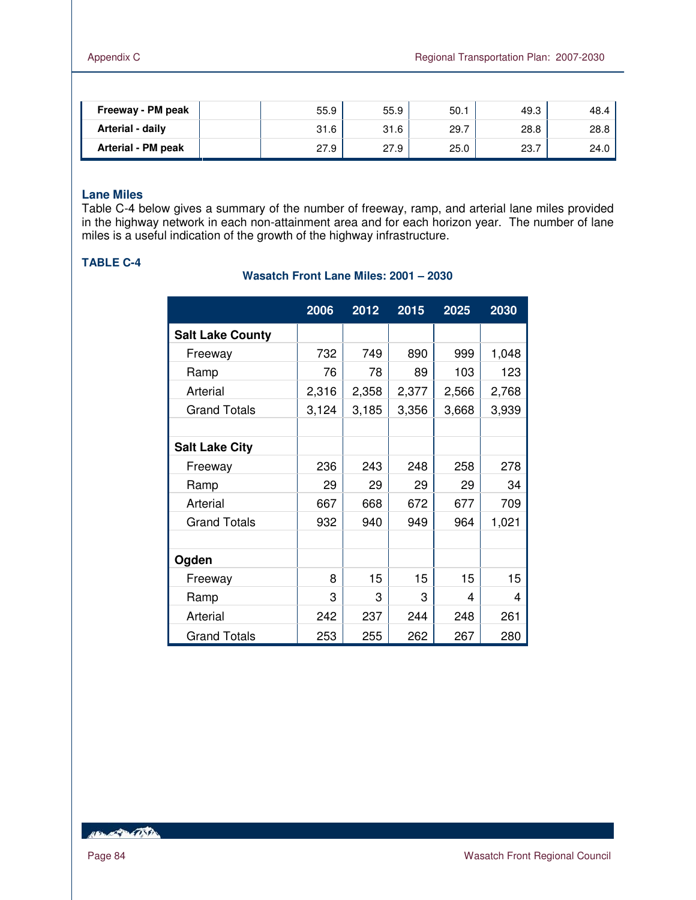| | | | | | | |
|---|---|---|---|---|---|---|
| **Freeway - PM peak** | | | 55.9 | 55.9 | 50.1 | 49.3 | 48.4 |
| **Arterial - daily** | | | 31.6 | 31.6 | 29.7 | 28.8 | 28.8 |
| **Arterial - PM peak** | | | 27.9 | 27.9 | 25.0 | 23.7 | 24.0 |

### Lane Miles

Table C-4 below gives a summary of the number of freeway, ramp, and arterial lane miles provided in the highway network in each non-attainment area and for each horizon year. The number of lane miles is a useful indication of the growth of the highway infrastructure.

**TABLE C-4**

**Wasatch Front Lane Miles: 2001 – 2030**

| | 2006 | 2012 | 2015 | 2025 | 2030 |
|---|---|---|---|---|---|
| **Salt Lake County** | | | | | |
| Freeway | 732 | 749 | 890 | 999 | 1,048 |
| Ramp | 76 | 78 | 89 | 103 | 123 |
| Arterial | 2,316 | 2,358 | 2,377 | 2,566 | 2,768 |
| Grand Totals | 3,124 | 3,185 | 3,356 | 3,668 | 3,939 |
| | | | | | |
| **Salt Lake City** | | | | | |
| Freeway | 236 | 243 | 248 | 258 | 278 |
| Ramp | 29 | 29 | 29 | 29 | 34 |
| Arterial | 667 | 668 | 672 | 677 | 709 |
| Grand Totals | 932 | 940 | 949 | 964 | 1,021 |
| | | | | | |
| **Ogden** | | | | | |
| Freeway | 8 | 15 | 15 | 15 | 15 |
| Ramp | 3 | 3 | 3 | 4 | 4 |
| Arterial | 242 | 237 | 244 | 248 | 261 |
| Grand Totals | 253 | 255 | 262 | 267 | 280 |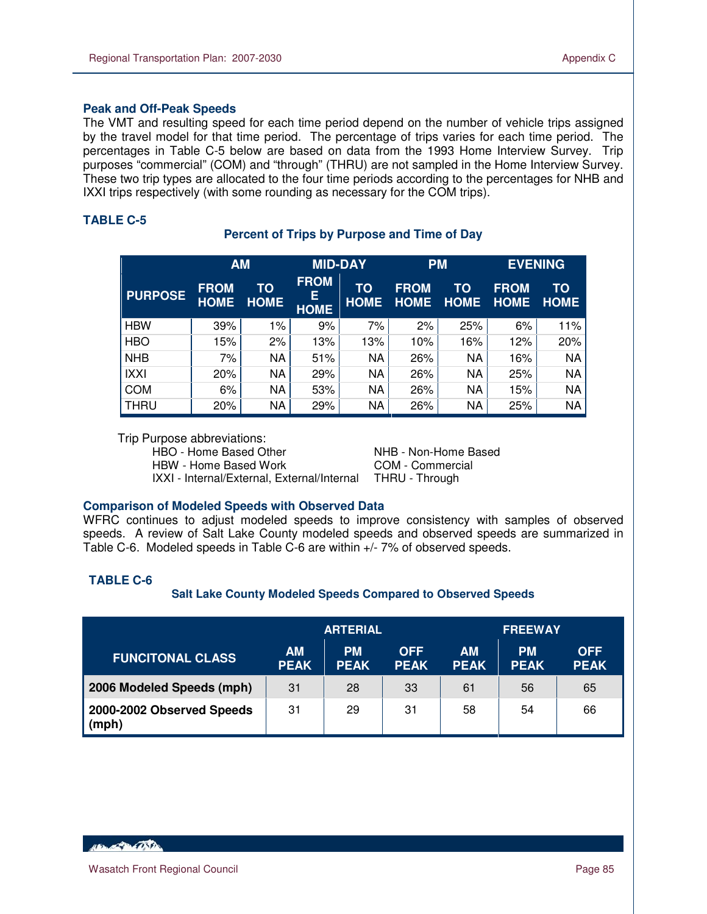### Peak and Off-Peak Speeds

The VMT and resulting speed for each time period depend on the number of vehicle trips assigned by the travel model for that time period. The percentage of trips varies for each time period. The percentages in Table C-5 below are based on data from the 1993 Home Interview Survey. Trip purposes "commercial" (COM) and "through" (THRU) are not sampled in the Home Interview Survey. These two trip types are allocated to the four time periods according to the percentages for NHB and IXXI trips respectively (with some rounding as necessary for the COM trips).

**TABLE C-5**

**Percent of Trips by Purpose and Time of Day**

| | AM | | MID-DAY | | PM | | EVENING | |
|---|---|---|---|---|---|---|---|---|
| PURPOSE | FROM HOME | TO HOME | FROM E HOME | TO HOME | FROM HOME | TO HOME | FROM HOME | TO HOME |
| HBW | 39% | 1% | 9% | 7% | 2% | 25% | 6% | 11% |
| HBO | 15% | 2% | 13% | 13% | 10% | 16% | 12% | 20% |
| NHB | 7% | NA | 51% | NA | 26% | NA | 16% | NA |
| IXXI | 20% | NA | 29% | NA | 26% | NA | 25% | NA |
| COM | 6% | NA | 53% | NA | 26% | NA | 15% | NA |
| THRU | 20% | NA | 29% | NA | 26% | NA | 25% | NA |

Trip Purpose abbreviations:

HBO - Home Based Other
HBW - Home Based Work
IXXI - Internal/External, External/Internal
NHB - Non-Home Based
COM - Commercial
THRU - Through

### Comparison of Modeled Speeds with Observed Data

WFRC continues to adjust modeled speeds to improve consistency with samples of observed speeds. A review of Salt Lake County modeled speeds and observed speeds are summarized in Table C-6. Modeled speeds in Table C-6 are within +/- 7% of observed speeds.

**TABLE C-6**

**Salt Lake County Modeled Speeds Compared to Observed Speeds**

| | ARTERIAL | | | FREEWAY | | |
|---|---|---|---|---|---|---|
| FUNCITONAL CLASS | AM PEAK | PM PEAK | OFF PEAK | AM PEAK | PM PEAK | OFF PEAK |
| **2006 Modeled Speeds (mph)** | 31 | 28 | 33 | 61 | 56 | 65 |
| **2000-2002 Observed Speeds (mph)** | 31 | 29 | 31 | 58 | 54 | 66 |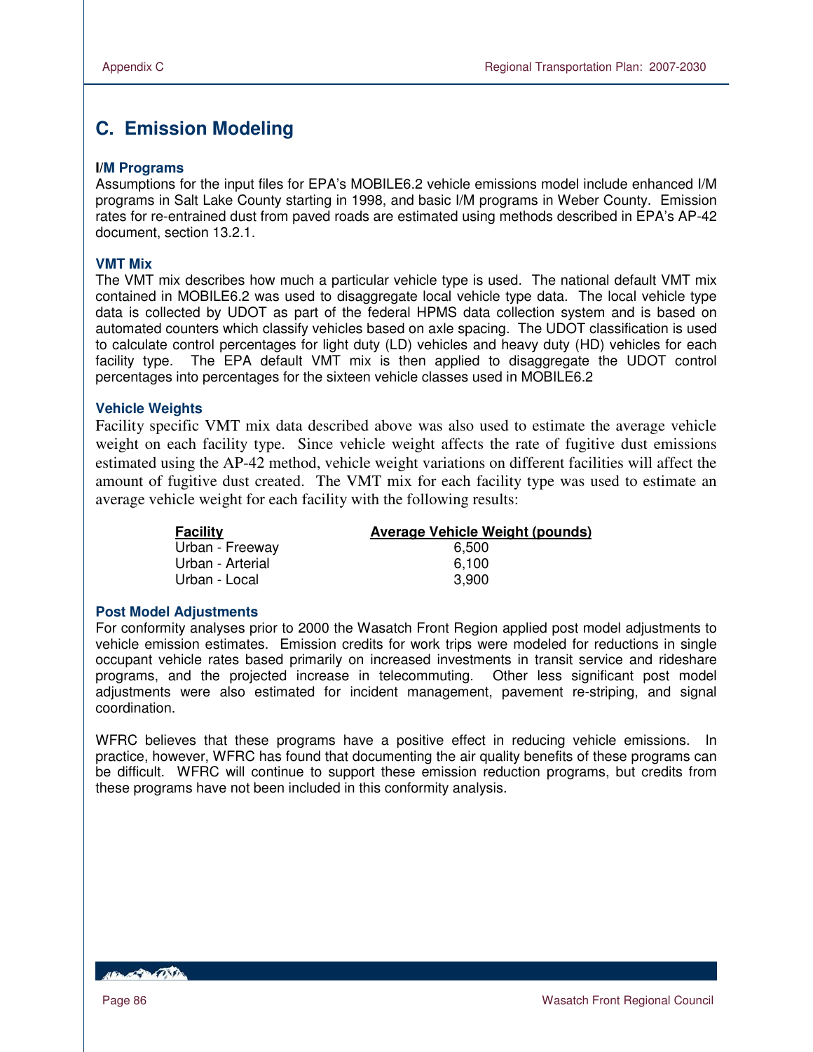# C. Emission Modeling

### I/M Programs

Assumptions for the input files for EPA's MOBILE6.2 vehicle emissions model include enhanced I/M programs in Salt Lake County starting in 1998, and basic I/M programs in Weber County. Emission rates for re-entrained dust from paved roads are estimated using methods described in EPA's AP-42 document, section 13.2.1.

### VMT Mix

The VMT mix describes how much a particular vehicle type is used. The national default VMT mix contained in MOBILE6.2 was used to disaggregate local vehicle type data. The local vehicle type data is collected by UDOT as part of the federal HPMS data collection system and is based on automated counters which classify vehicles based on axle spacing. The UDOT classification is used to calculate control percentages for light duty (LD) vehicles and heavy duty (HD) vehicles for each facility type. The EPA default VMT mix is then applied to disaggregate the UDOT control percentages into percentages for the sixteen vehicle classes used in MOBILE6.2

### Vehicle Weights

Facility specific VMT mix data described above was also used to estimate the average vehicle weight on each facility type. Since vehicle weight affects the rate of fugitive dust emissions estimated using the AP-42 method, vehicle weight variations on different facilities will affect the amount of fugitive dust created. The VMT mix for each facility type was used to estimate an average vehicle weight for each facility with the following results:

| Facility | Average Vehicle Weight (pounds) |
|---|---|
| Urban - Freeway | 6,500 |
| Urban - Arterial | 6,100 |
| Urban - Local | 3,900 |

### Post Model Adjustments

For conformity analyses prior to 2000 the Wasatch Front Region applied post model adjustments to vehicle emission estimates. Emission credits for work trips were modeled for reductions in single occupant vehicle rates based primarily on increased investments in transit service and rideshare programs, and the projected increase in telecommuting. Other less significant post model adjustments were also estimated for incident management, pavement re-striping, and signal coordination.

WFRC believes that these programs have a positive effect in reducing vehicle emissions. In practice, however, WFRC has found that documenting the air quality benefits of these programs can be difficult. WFRC will continue to support these emission reduction programs, but credits from these programs have not been included in this conformity analysis.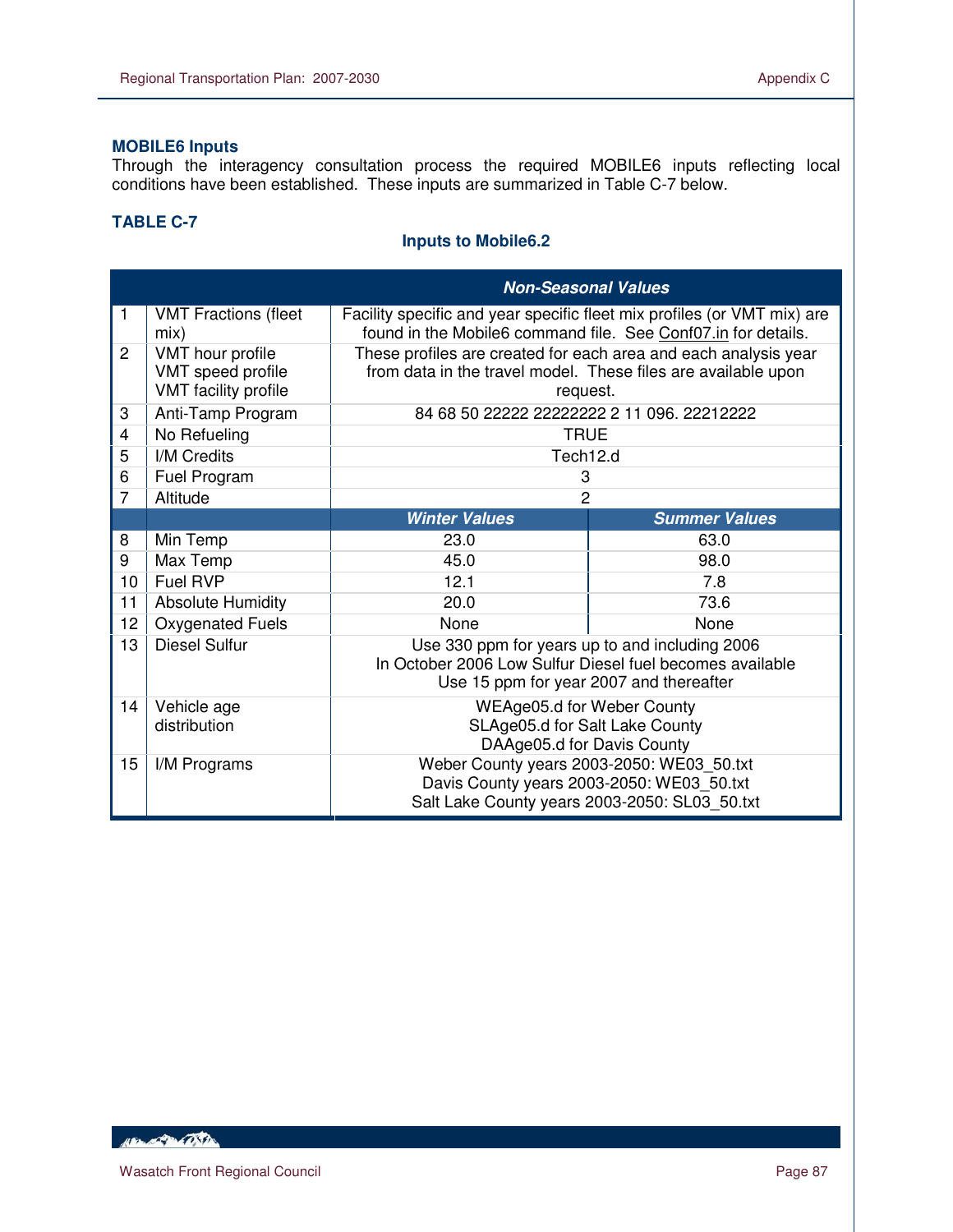### MOBILE6 Inputs

Through the interagency consultation process the required MOBILE6 inputs reflecting local conditions have been established. These inputs are summarized in Table C-7 below.

### TABLE C-7

**Inputs to Mobile6.2**

| | | ***Non-Seasonal Values*** | |
|---|---|---|---|
| 1 | VMT Fractions (fleet mix) | Facility specific and year specific fleet mix profiles (or VMT mix) are found in the Mobile6 command file. See Conf07.in for details. | |
| 2 | VMT hour profile<br>VMT speed profile<br>VMT facility profile | These profiles are created for each area and each analysis year from data in the travel model. These files are available upon request. | |
| 3 | Anti-Tamp Program | 84 68 50 22222 22222222 2 11 096. 22212222 | |
| 4 | No Refueling | TRUE | |
| 5 | I/M Credits | Tech12.d | |
| 6 | Fuel Program | 3 | |
| 7 | Altitude | 2 | |
| | | ***Winter Values*** | ***Summer Values*** |
| 8 | Min Temp | 23.0 | 63.0 |
| 9 | Max Temp | 45.0 | 98.0 |
| 10 | Fuel RVP | 12.1 | 7.8 |
| 11 | Absolute Humidity | 20.0 | 73.6 |
| 12 | Oxygenated Fuels | None | None |
| 13 | Diesel Sulfur | Use 330 ppm for years up to and including 2006<br>In October 2006 Low Sulfur Diesel fuel becomes available<br>Use 15 ppm for year 2007 and thereafter | |
| 14 | Vehicle age distribution | WEAge05.d for Weber County<br>SLAge05.d for Salt Lake County<br>DAAge05.d for Davis County | |
| 15 | I/M Programs | Weber County years 2003-2050: WE03_50.txt<br>Davis County years 2003-2050: WE03_50.txt<br>Salt Lake County years 2003-2050: SL03_50.txt | |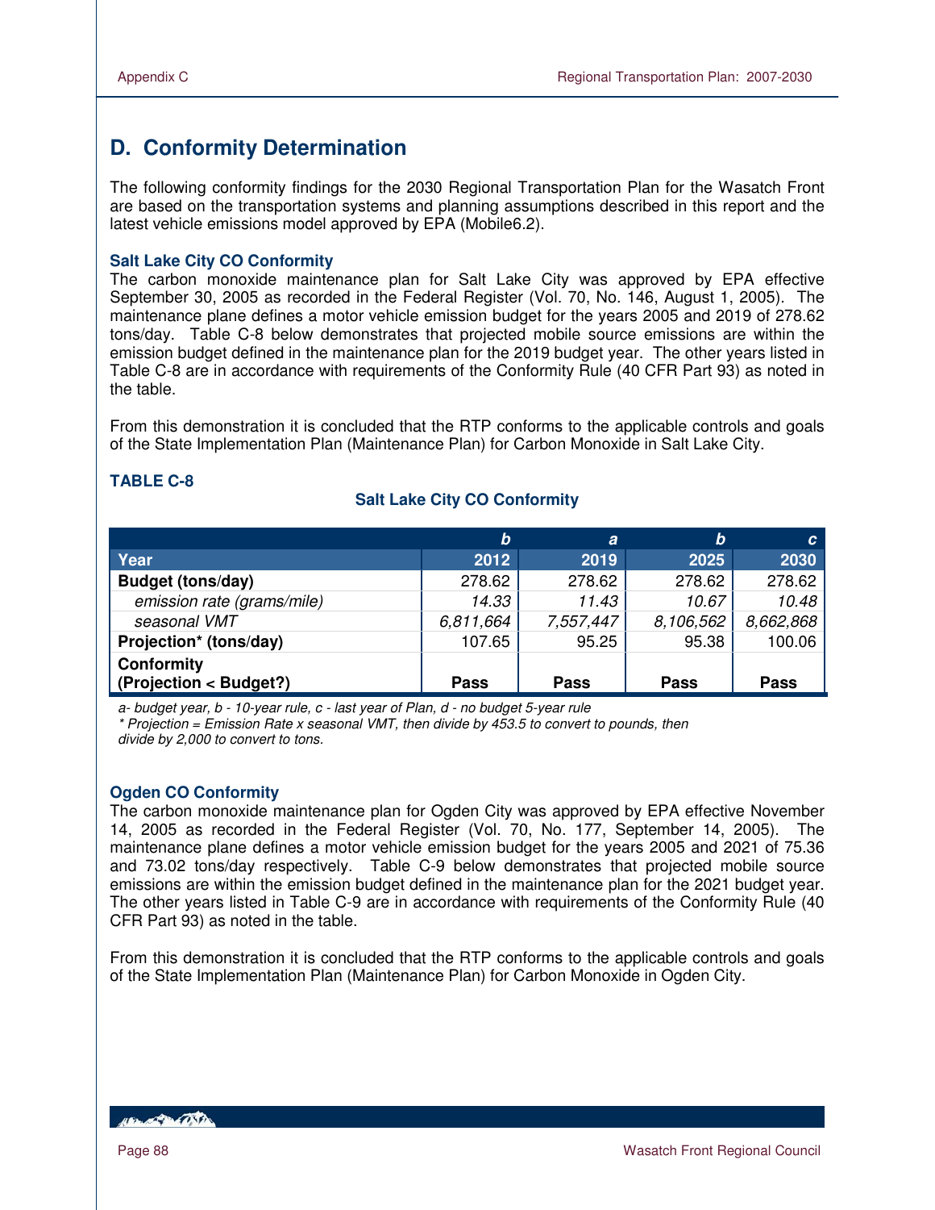## D. Conformity Determination

The following conformity findings for the 2030 Regional Transportation Plan for the Wasatch Front are based on the transportation systems and planning assumptions described in this report and the latest vehicle emissions model approved by EPA (Mobile6.2).

### Salt Lake City CO Conformity

The carbon monoxide maintenance plan for Salt Lake City was approved by EPA effective September 30, 2005 as recorded in the Federal Register (Vol. 70, No. 146, August 1, 2005). The maintenance plane defines a motor vehicle emission budget for the years 2005 and 2019 of 278.62 tons/day. Table C-8 below demonstrates that projected mobile source emissions are within the emission budget defined in the maintenance plan for the 2019 budget year. The other years listed in Table C-8 are in accordance with requirements of the Conformity Rule (40 CFR Part 93) as noted in the table.

From this demonstration it is concluded that the RTP conforms to the applicable controls and goals of the State Implementation Plan (Maintenance Plan) for Carbon Monoxide in Salt Lake City.

**TABLE C-8**

**Salt Lake City CO Conformity**

| | *b* | *a* | *b* | *c* |
|---|---|---|---|---|
| **Year** | **2012** | **2019** | **2025** | **2030** |
| **Budget (tons/day)** | 278.62 | 278.62 | 278.62 | 278.62 |
| *emission rate (grams/mile)* | *14.33* | *11.43* | *10.67* | *10.48* |
| *seasonal VMT* | *6,811,664* | *7,557,447* | *8,106,562* | *8,662,868* |
| **Projection\* (tons/day)** | 107.65 | 95.25 | 95.38 | 100.06 |
| **Conformity (Projection < Budget?)** | **Pass** | **Pass** | **Pass** | **Pass** |

*a- budget year, b - 10-year rule, c - last year of Plan, d - no budget 5-year rule*
*\* Projection = Emission Rate x seasonal VMT, then divide by 453.5 to convert to pounds, then divide by 2,000 to convert to tons.*

### Ogden CO Conformity

The carbon monoxide maintenance plan for Ogden City was approved by EPA effective November 14, 2005 as recorded in the Federal Register (Vol. 70, No. 177, September 14, 2005). The maintenance plane defines a motor vehicle emission budget for the years 2005 and 2021 of 75.36 and 73.02 tons/day respectively. Table C-9 below demonstrates that projected mobile source emissions are within the emission budget defined in the maintenance plan for the 2021 budget year. The other years listed in Table C-9 are in accordance with requirements of the Conformity Rule (40 CFR Part 93) as noted in the table.

From this demonstration it is concluded that the RTP conforms to the applicable controls and goals of the State Implementation Plan (Maintenance Plan) for Carbon Monoxide in Ogden City.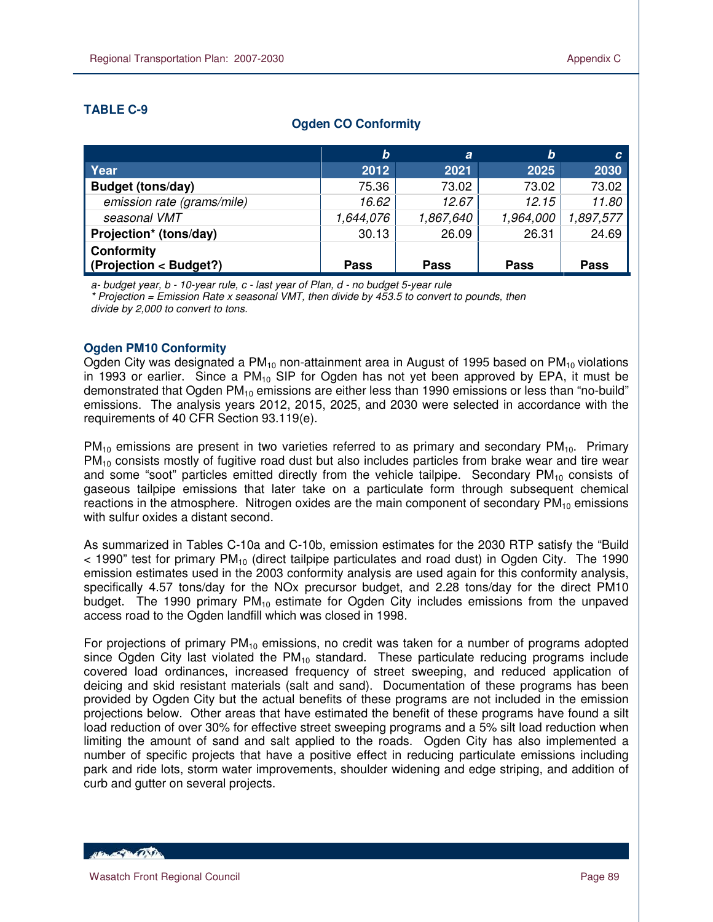**TABLE C-9**

**Ogden CO Conformity**

| | *b* | *a* | *b* | *c* |
|---|---|---|---|---|
| **Year** | **2012** | **2021** | **2025** | **2030** |
| **Budget (tons/day)** | 75.36 | 73.02 | 73.02 | 73.02 |
| *emission rate (grams/mile)* | *16.62* | *12.67* | *12.15* | *11.80* |
| *seasonal VMT* | *1,644,076* | *1,867,640* | *1,964,000* | *1,897,577* |
| **Projection* (tons/day)** | 30.13 | 26.09 | 26.31 | 24.69 |
| **Conformity (Projection < Budget?)** | **Pass** | **Pass** | **Pass** | **Pass** |

*a- budget year, b - 10-year rule, c - last year of Plan, d - no budget 5-year rule*
*\* Projection = Emission Rate x seasonal VMT, then divide by 453.5 to convert to pounds, then divide by 2,000 to convert to tons.*

### Ogden PM10 Conformity

Ogden City was designated a $PM_{10}$ non-attainment area in August of 1995 based on $PM_{10}$ violations in 1993 or earlier. Since a $PM_{10}$ SIP for Ogden has not yet been approved by EPA, it must be demonstrated that Ogden $PM_{10}$ emissions are either less than 1990 emissions or less than "no-build" emissions. The analysis years 2012, 2015, 2025, and 2030 were selected in accordance with the requirements of 40 CFR Section 93.119(e).

$PM_{10}$ emissions are present in two varieties referred to as primary and secondary $PM_{10}$. Primary $PM_{10}$ consists mostly of fugitive road dust but also includes particles from brake wear and tire wear and some "soot" particles emitted directly from the vehicle tailpipe. Secondary $PM_{10}$ consists of gaseous tailpipe emissions that later take on a particulate form through subsequent chemical reactions in the atmosphere. Nitrogen oxides are the main component of secondary $PM_{10}$ emissions with sulfur oxides a distant second.

As summarized in Tables C-10a and C-10b, emission estimates for the 2030 RTP satisfy the "Build < 1990" test for primary $PM_{10}$ (direct tailpipe particulates and road dust) in Ogden City. The 1990 emission estimates used in the 2003 conformity analysis are used again for this conformity analysis, specifically 4.57 tons/day for the NOx precursor budget, and 2.28 tons/day for the direct PM10 budget. The 1990 primary $PM_{10}$ estimate for Ogden City includes emissions from the unpaved access road to the Ogden landfill which was closed in 1998.

For projections of primary $PM_{10}$ emissions, no credit was taken for a number of programs adopted since Ogden City last violated the $PM_{10}$ standard. These particulate reducing programs include covered load ordinances, increased frequency of street sweeping, and reduced application of deicing and skid resistant materials (salt and sand). Documentation of these programs has been provided by Ogden City but the actual benefits of these programs are not included in the emission projections below. Other areas that have estimated the benefit of these programs have found a silt load reduction of over 30% for effective street sweeping programs and a 5% silt load reduction when limiting the amount of sand and salt applied to the roads. Ogden City has also implemented a number of specific projects that have a positive effect in reducing particulate emissions including park and ride lots, storm water improvements, shoulder widening and edge striping, and addition of curb and gutter on several projects.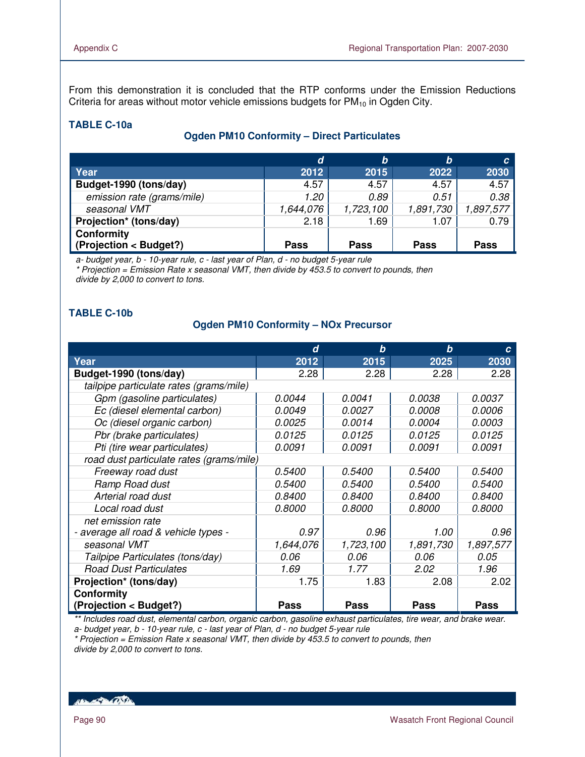From this demonstration it is concluded that the RTP conforms under the Emission Reductions Criteria for areas without motor vehicle emissions budgets for $PM_{10}$ in Ogden City.

**TABLE C-10a**

**Ogden PM10 Conformity – Direct Particulates**

| | *d* | *b* | *b* | *c* |
|---|---|---|---|---|
| **Year** | **2012** | **2015** | **2022** | **2030** |
| **Budget-1990 (tons/day)** | 4.57 | 4.57 | 4.57 | 4.57 |
| *emission rate (grams/mile)* | *1.20* | *0.89* | *0.51* | *0.38* |
| *seasonal VMT* | *1,644,076* | *1,723,100* | *1,891,730* | *1,897,577* |
| **Projection* (tons/day)** | 2.18 | 1.69 | 1.07 | 0.79 |
| **Conformity (Projection < Budget?)** | **Pass** | **Pass** | **Pass** | **Pass** |

*a- budget year, b - 10-year rule, c - last year of Plan, d - no budget 5-year rule*
*\* Projection = Emission Rate x seasonal VMT, then divide by 453.5 to convert to pounds, then divide by 2,000 to convert to tons.*

**TABLE C-10b**

**Ogden PM10 Conformity – NOx Precursor**

| | *d* | *b* | *b* | *c* |
|---|---|---|---|---|
| **Year** | **2012** | **2015** | **2025** | **2030** |
| **Budget-1990 (tons/day)** | 2.28 | 2.28 | 2.28 | 2.28 |
| *tailpipe particulate rates (grams/mile)* | | | | |
| *Gpm (gasoline particulates)* | *0.0044* | *0.0041* | *0.0038* | *0.0037* |
| *Ec (diesel elemental carbon)* | *0.0049* | *0.0027* | *0.0008* | *0.0006* |
| *Oc (diesel organic carbon)* | *0.0025* | *0.0014* | *0.0004* | *0.0003* |
| *Pbr (brake particulates)* | *0.0125* | *0.0125* | *0.0125* | *0.0125* |
| *Pti (tire wear particulates)* | *0.0091* | *0.0091* | *0.0091* | *0.0091* |
| *road dust particulate rates (grams/mile)* | | | | |
| *Freeway road dust* | *0.5400* | *0.5400* | *0.5400* | *0.5400* |
| *Ramp Road dust* | *0.5400* | *0.5400* | *0.5400* | *0.5400* |
| *Arterial road dust* | *0.8400* | *0.8400* | *0.8400* | *0.8400* |
| *Local road dust* | *0.8000* | *0.8000* | *0.8000* | *0.8000* |
| *net emission rate - average all road & vehicle types -* | *0.97* | *0.96* | *1.00* | *0.96* |
| *seasonal VMT* | *1,644,076* | *1,723,100* | *1,891,730* | *1,897,577* |
| *Tailpipe Particulates (tons/day)* | *0.06* | *0.06* | *0.06* | *0.05* |
| *Road Dust Particulates* | *1.69* | *1.77* | *2.02* | *1.96* |
| **Projection* (tons/day)** | 1.75 | 1.83 | 2.08 | 2.02 |
| **Conformity (Projection < Budget?)** | **Pass** | **Pass** | **Pass** | **Pass** |

*\*\* Includes road dust, elemental carbon, organic carbon, gasoline exhaust particulates, tire wear, and brake wear.*
*a- budget year, b - 10-year rule, c - last year of Plan, d - no budget 5-year rule*
*\* Projection = Emission Rate x seasonal VMT, then divide by 453.5 to convert to pounds, then divide by 2,000 to convert to tons.*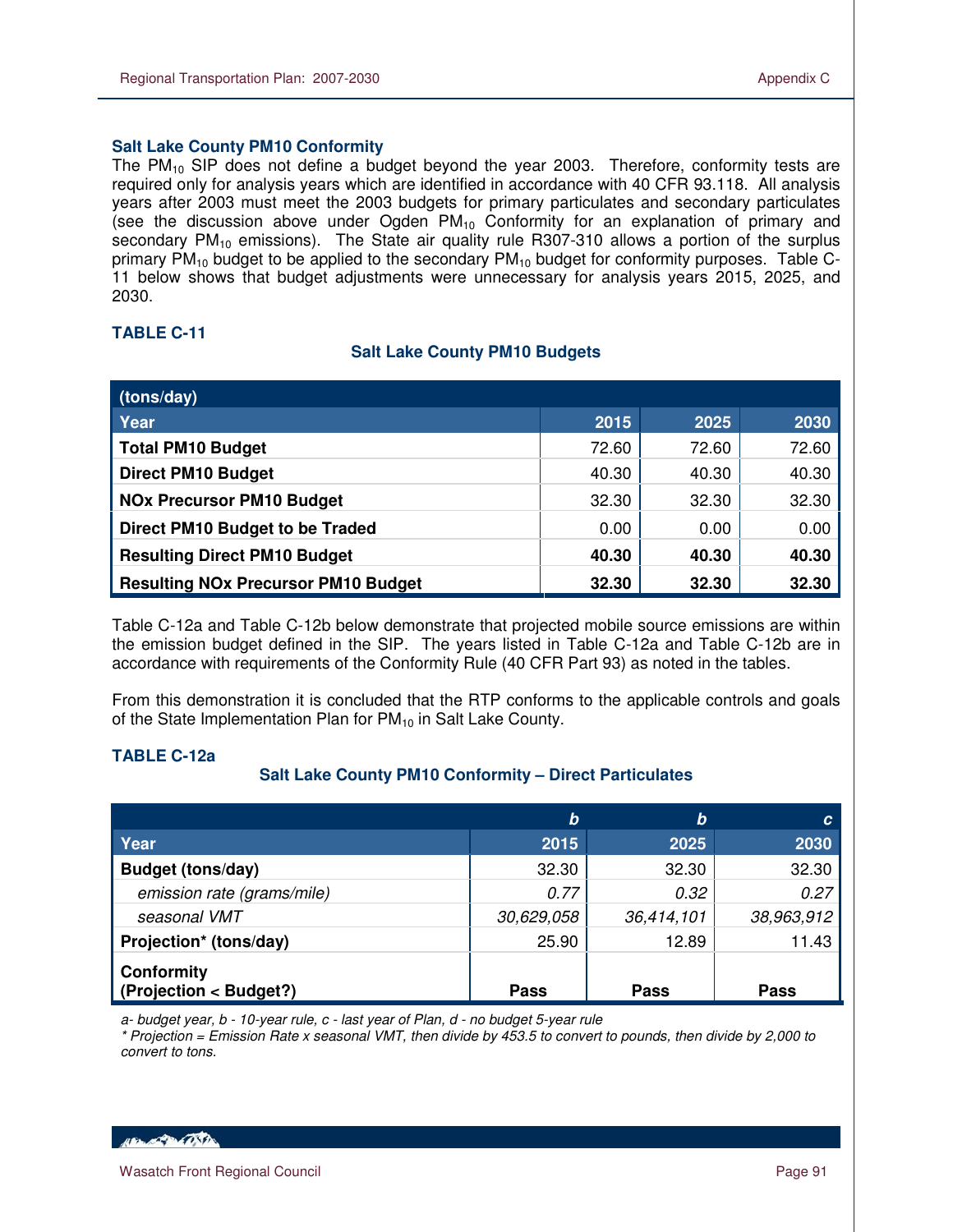### Salt Lake County PM10 Conformity

The $PM_{10}$ SIP does not define a budget beyond the year 2003. Therefore, conformity tests are required only for analysis years which are identified in accordance with 40 CFR 93.118. All analysis years after 2003 must meet the 2003 budgets for primary particulates and secondary particulates (see the discussion above under Ogden $PM_{10}$ Conformity for an explanation of primary and secondary $PM_{10}$ emissions). The State air quality rule R307-310 allows a portion of the surplus primary $PM_{10}$ budget to be applied to the secondary $PM_{10}$ budget for conformity purposes. Table C-11 below shows that budget adjustments were unnecessary for analysis years 2015, 2025, and 2030.

**TABLE C-11**

**Salt Lake County PM10 Budgets**

| (tons/day) | | | |
|---|---|---|---|
| **Year** | **2015** | **2025** | **2030** |
| **Total PM10 Budget** | 72.60 | 72.60 | 72.60 |
| **Direct PM10 Budget** | 40.30 | 40.30 | 40.30 |
| **NOx Precursor PM10 Budget** | 32.30 | 32.30 | 32.30 |
| **Direct PM10 Budget to be Traded** | 0.00 | 0.00 | 0.00 |
| **Resulting Direct PM10 Budget** | **40.30** | **40.30** | **40.30** |
| **Resulting NOx Precursor PM10 Budget** | **32.30** | **32.30** | **32.30** |

Table C-12a and Table C-12b below demonstrate that projected mobile source emissions are within the emission budget defined in the SIP. The years listed in Table C-12a and Table C-12b are in accordance with requirements of the Conformity Rule (40 CFR Part 93) as noted in the tables.

From this demonstration it is concluded that the RTP conforms to the applicable controls and goals of the State Implementation Plan for $PM_{10}$ in Salt Lake County.

**TABLE C-12a**

**Salt Lake County PM10 Conformity – Direct Particulates**

| | *b* | *b* | *c* |
|---|---|---|---|
| **Year** | **2015** | **2025** | **2030** |
| **Budget (tons/day)** | 32.30 | 32.30 | 32.30 |
| *emission rate (grams/mile)* | *0.77* | *0.32* | *0.27* |
| *seasonal VMT* | *30,629,058* | *36,414,101* | *38,963,912* |
| **Projection* (tons/day)** | 25.90 | 12.89 | 11.43 |
| **Conformity (Projection < Budget?)** | **Pass** | **Pass** | **Pass** |

*a- budget year, b - 10-year rule, c - last year of Plan, d - no budget 5-year rule*
*\* Projection = Emission Rate x seasonal VMT, then divide by 453.5 to convert to pounds, then divide by 2,000 to convert to tons.*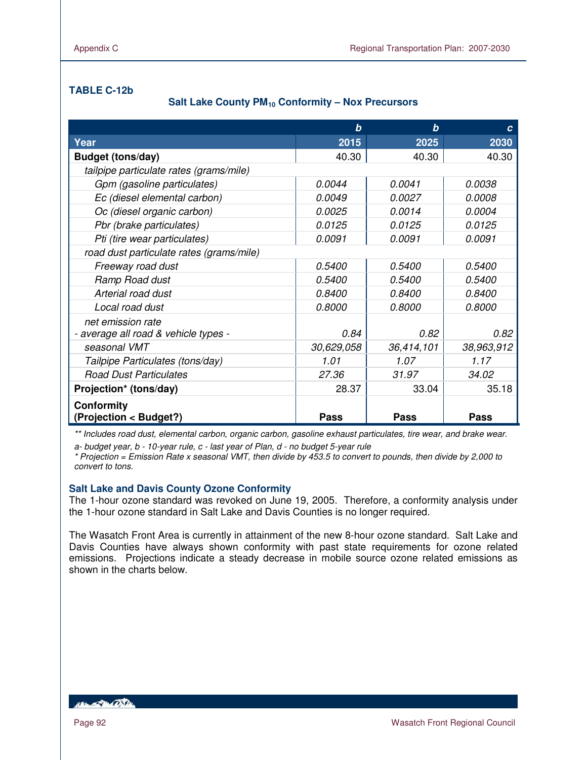**TABLE C-12b**

**Salt Lake County $PM_{10}$ Conformity – Nox Precursors**

| | *b* | *b* | *c* |
|---|---|---|---|
| **Year** | **2015** | **2025** | **2030** |
| **Budget (tons/day)** | 40.30 | 40.30 | 40.30 |
| *tailpipe particulate rates (grams/mile)* | | | |
| *Gpm (gasoline particulates)* | *0.0044* | *0.0041* | *0.0038* |
| *Ec (diesel elemental carbon)* | *0.0049* | *0.0027* | *0.0008* |
| *Oc (diesel organic carbon)* | *0.0025* | *0.0014* | *0.0004* |
| *Pbr (brake particulates)* | *0.0125* | *0.0125* | *0.0125* |
| *Pti (tire wear particulates)* | *0.0091* | *0.0091* | *0.0091* |
| *road dust particulate rates (grams/mile)* | | | |
| *Freeway road dust* | *0.5400* | *0.5400* | *0.5400* |
| *Ramp Road dust* | *0.5400* | *0.5400* | *0.5400* |
| *Arterial road dust* | *0.8400* | *0.8400* | *0.8400* |
| *Local road dust* | *0.8000* | *0.8000* | *0.8000* |
| *net emission rate - average all road & vehicle types -* | *0.84* | *0.82* | *0.82* |
| *seasonal VMT* | *30,629,058* | *36,414,101* | *38,963,912* |
| *Tailpipe Particulates (tons/day)* | *1.01* | *1.07* | *1.17* |
| *Road Dust Particulates* | *27.36* | *31.97* | *34.02* |
| **Projection\* (tons/day)** | 28.37 | 33.04 | 35.18 |
| **Conformity (Projection < Budget?)** | **Pass** | **Pass** | **Pass** |

*** Includes road dust, elemental carbon, organic carbon, gasoline exhaust particulates, tire wear, and brake wear.*

*a- budget year, b - 10-year rule, c - last year of Plan, d - no budget 5-year rule*

*\* Projection = Emission Rate x seasonal VMT, then divide by 453.5 to convert to pounds, then divide by 2,000 to convert to tons.*

### Salt Lake and Davis County Ozone Conformity

The 1-hour ozone standard was revoked on June 19, 2005. Therefore, a conformity analysis under the 1-hour ozone standard in Salt Lake and Davis Counties is no longer required.

The Wasatch Front Area is currently in attainment of the new 8-hour ozone standard. Salt Lake and Davis Counties have always shown conformity with past state requirements for ozone related emissions. Projections indicate a steady decrease in mobile source ozone related emissions as shown in the charts below.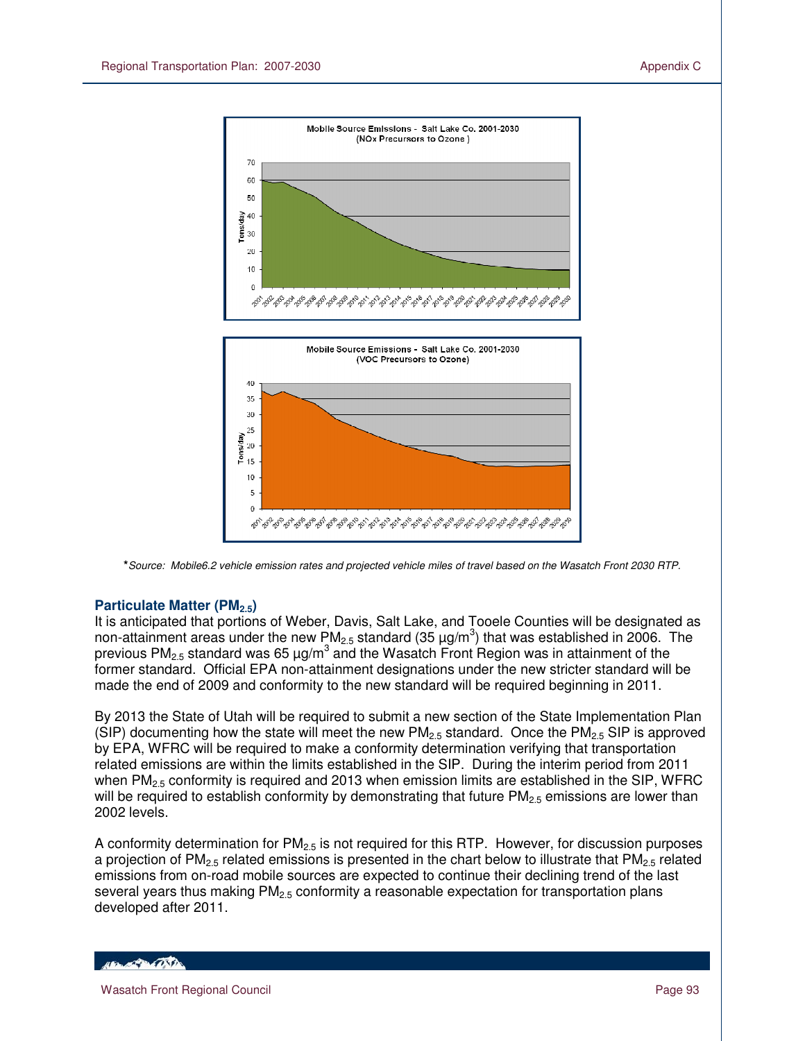Mobile Source Emissions - Salt Lake Co. 2001-2030 (NOx Precursors to Ozone)

Mobile Source Emissions - Salt Lake Co. 2001-2030 (VOC Precursors to Ozone)

**\*** *Source: Mobile6.2 vehicle emission rates and projected vehicle miles of travel based on the Wasatch Front 2030 RTP.*

### Particulate Matter ($PM_{2.5}$)

It is anticipated that portions of Weber, Davis, Salt Lake, and Tooele Counties will be designated as non-attainment areas under the new $PM_{2.5}$ standard (35 $\mu g/m^3$) that was established in 2006. The previous $PM_{2.5}$ standard was 65 $\mu g/m^3$ and the Wasatch Front Region was in attainment of the former standard. Official EPA non-attainment designations under the new stricter standard will be made the end of 2009 and conformity to the new standard will be required beginning in 2011.

By 2013 the State of Utah will be required to submit a new section of the State Implementation Plan (SIP) documenting how the state will meet the new $PM_{2.5}$ standard. Once the $PM_{2.5}$ SIP is approved by EPA, WFRC will be required to make a conformity determination verifying that transportation related emissions are within the limits established in the SIP. During the interim period from 2011 when $PM_{2.5}$ conformity is required and 2013 when emission limits are established in the SIP, WFRC will be required to establish conformity by demonstrating that future $PM_{2.5}$ emissions are lower than 2002 levels.

A conformity determination for $PM_{2.5}$ is not required for this RTP. However, for discussion purposes a projection of $PM_{2.5}$ related emissions is presented in the chart below to illustrate that $PM_{2.5}$ related emissions from on-road mobile sources are expected to continue their declining trend of the last several years thus making $PM_{2.5}$ conformity a reasonable expectation for transportation plans developed after 2011.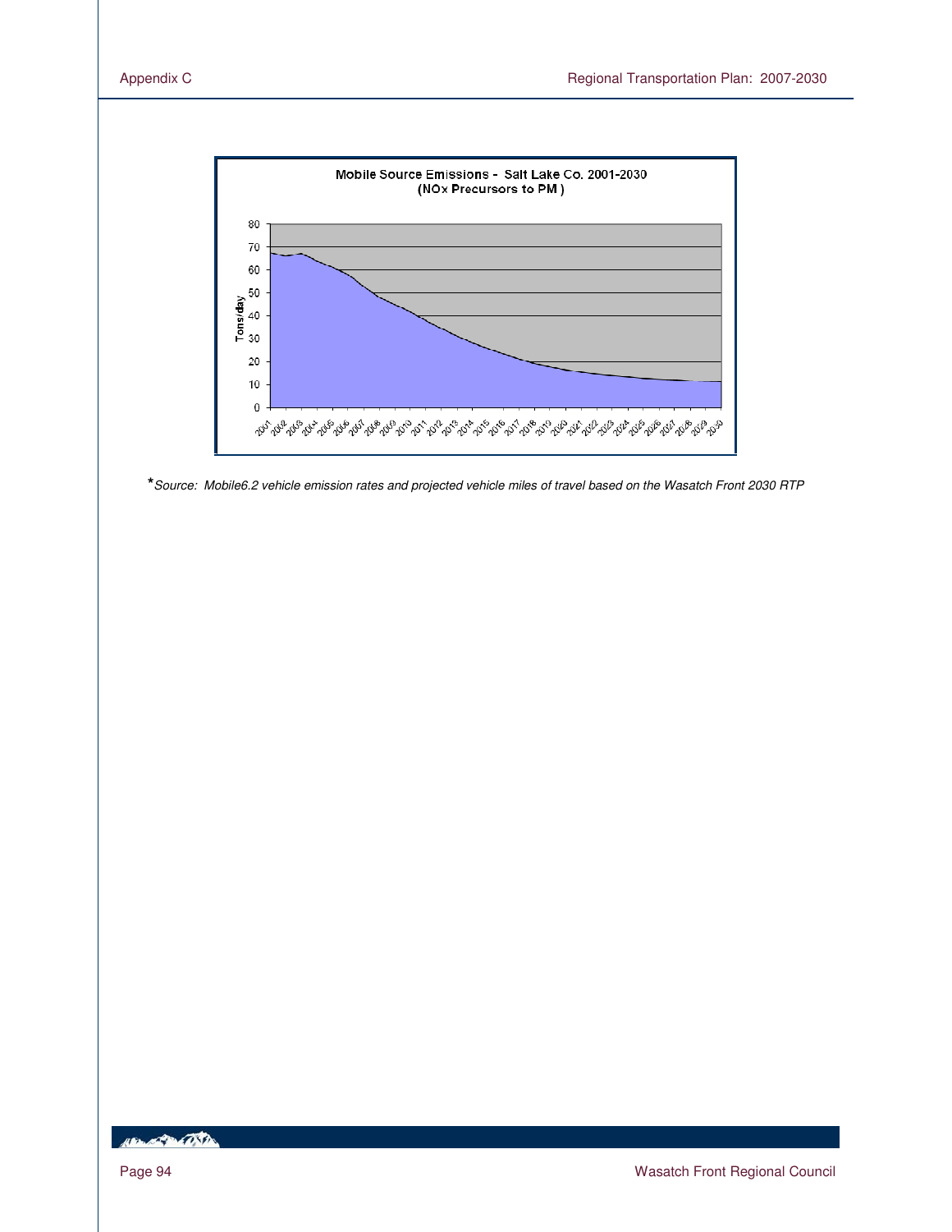**Mobile Source Emissions - Salt Lake Co. 2001-2030**
**(NOx Precursors to PM)**

*\*Source: Mobile6.2 vehicle emission rates and projected vehicle miles of travel based on the Wasatch Front 2030 RTP*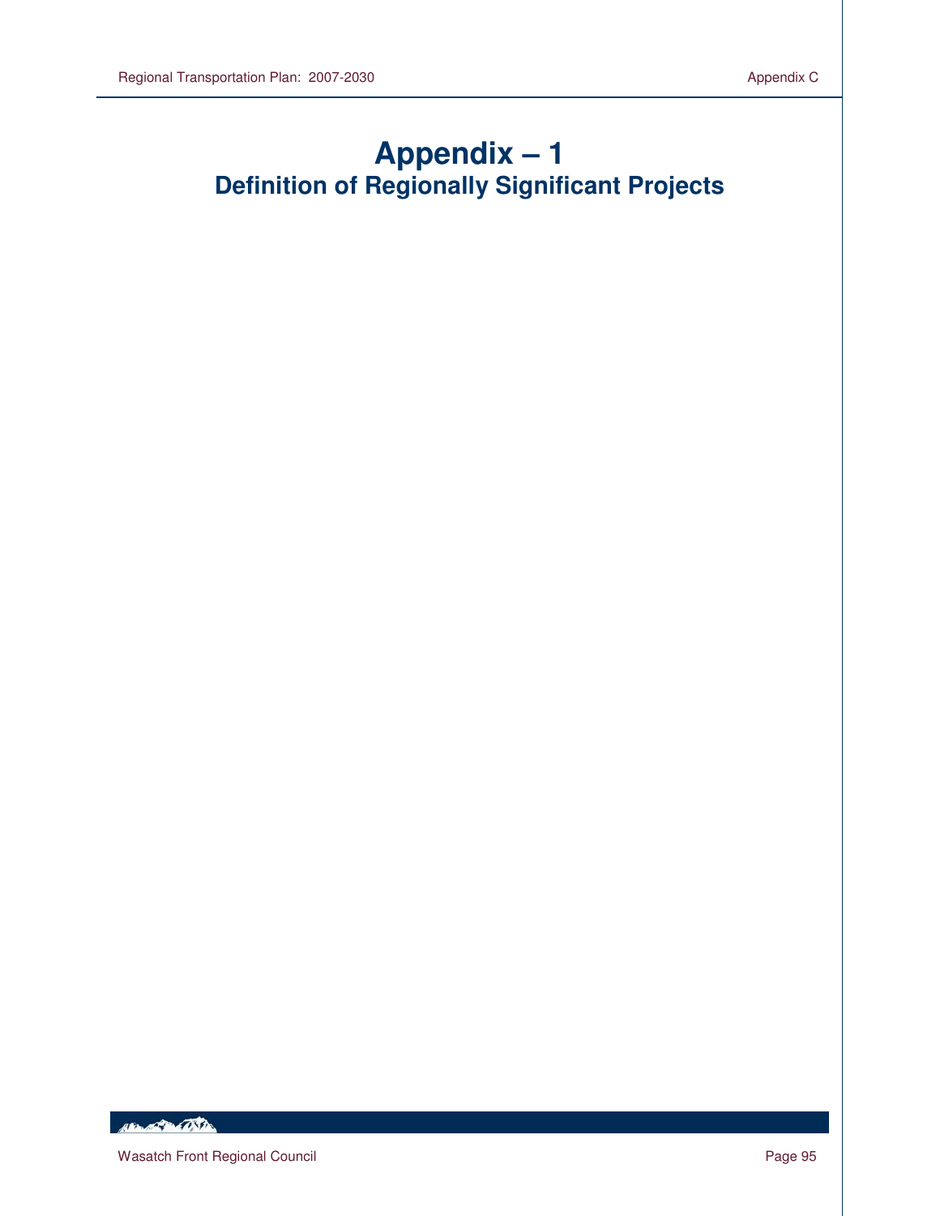# Appendix – 1

## Definition of Regionally Significant Projects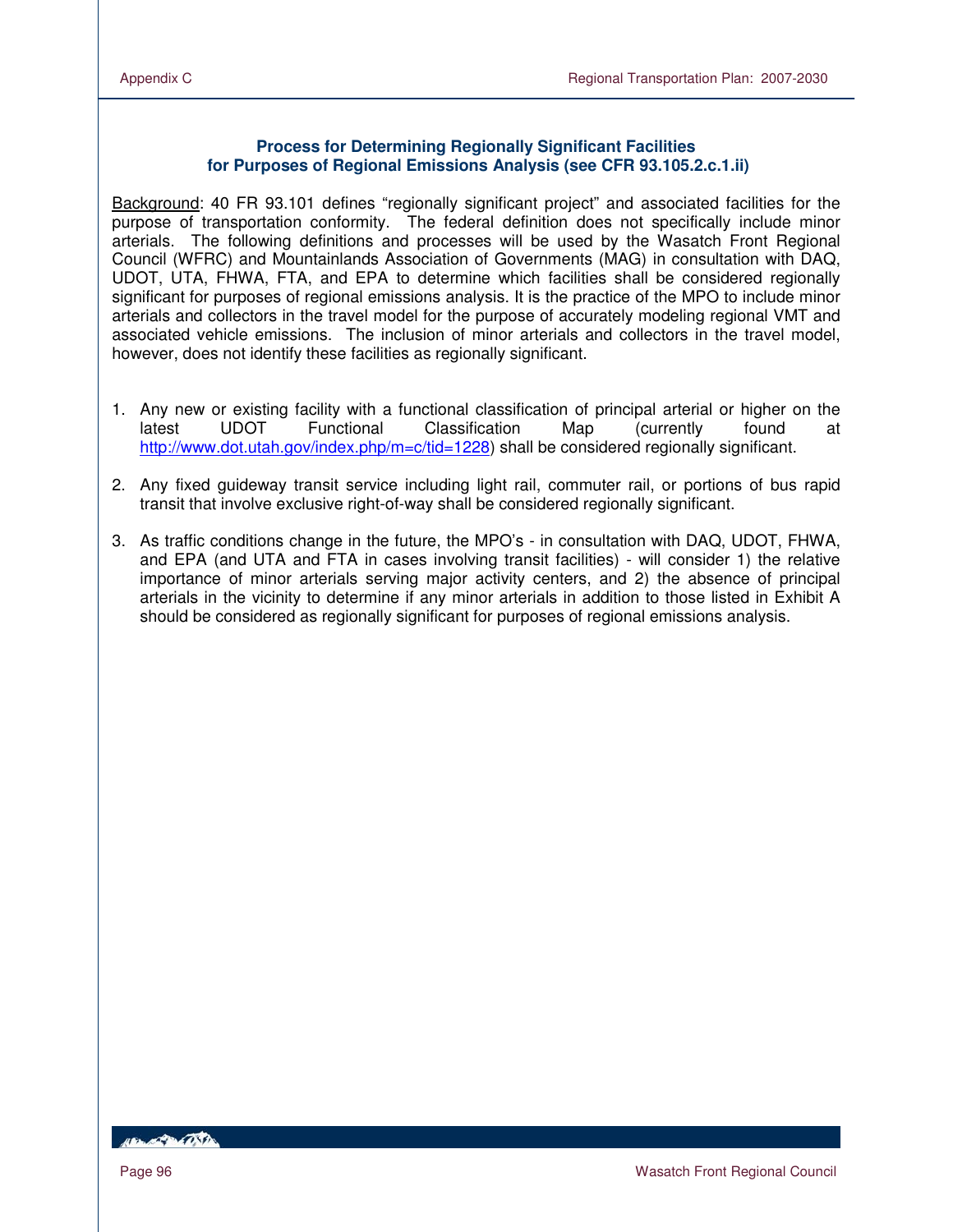## Process for Determining Regionally Significant Facilities for Purposes of Regional Emissions Analysis (see CFR 93.105.2.c.1.ii)

Background: 40 FR 93.101 defines "regionally significant project" and associated facilities for the purpose of transportation conformity. The federal definition does not specifically include minor arterials. The following definitions and processes will be used by the Wasatch Front Regional Council (WFRC) and Mountainlands Association of Governments (MAG) in consultation with DAQ, UDOT, UTA, FHWA, FTA, and EPA to determine which facilities shall be considered regionally significant for purposes of regional emissions analysis. It is the practice of the MPO to include minor arterials and collectors in the travel model for the purpose of accurately modeling regional VMT and associated vehicle emissions. The inclusion of minor arterials and collectors in the travel model, however, does not identify these facilities as regionally significant.

1. Any new or existing facility with a functional classification of principal arterial or higher on the latest UDOT Functional Classification Map (currently found at http://www.dot.utah.gov/index.php/m=c/tid=1228) shall be considered regionally significant.
2. Any fixed guideway transit service including light rail, commuter rail, or portions of bus rapid transit that involve exclusive right-of-way shall be considered regionally significant.
3. As traffic conditions change in the future, the MPO's - in consultation with DAQ, UDOT, FHWA, and EPA (and UTA and FTA in cases involving transit facilities) - will consider 1) the relative importance of minor arterials serving major activity centers, and 2) the absence of principal arterials in the vicinity to determine if any minor arterials in addition to those listed in Exhibit A should be considered as regionally significant for purposes of regional emissions analysis.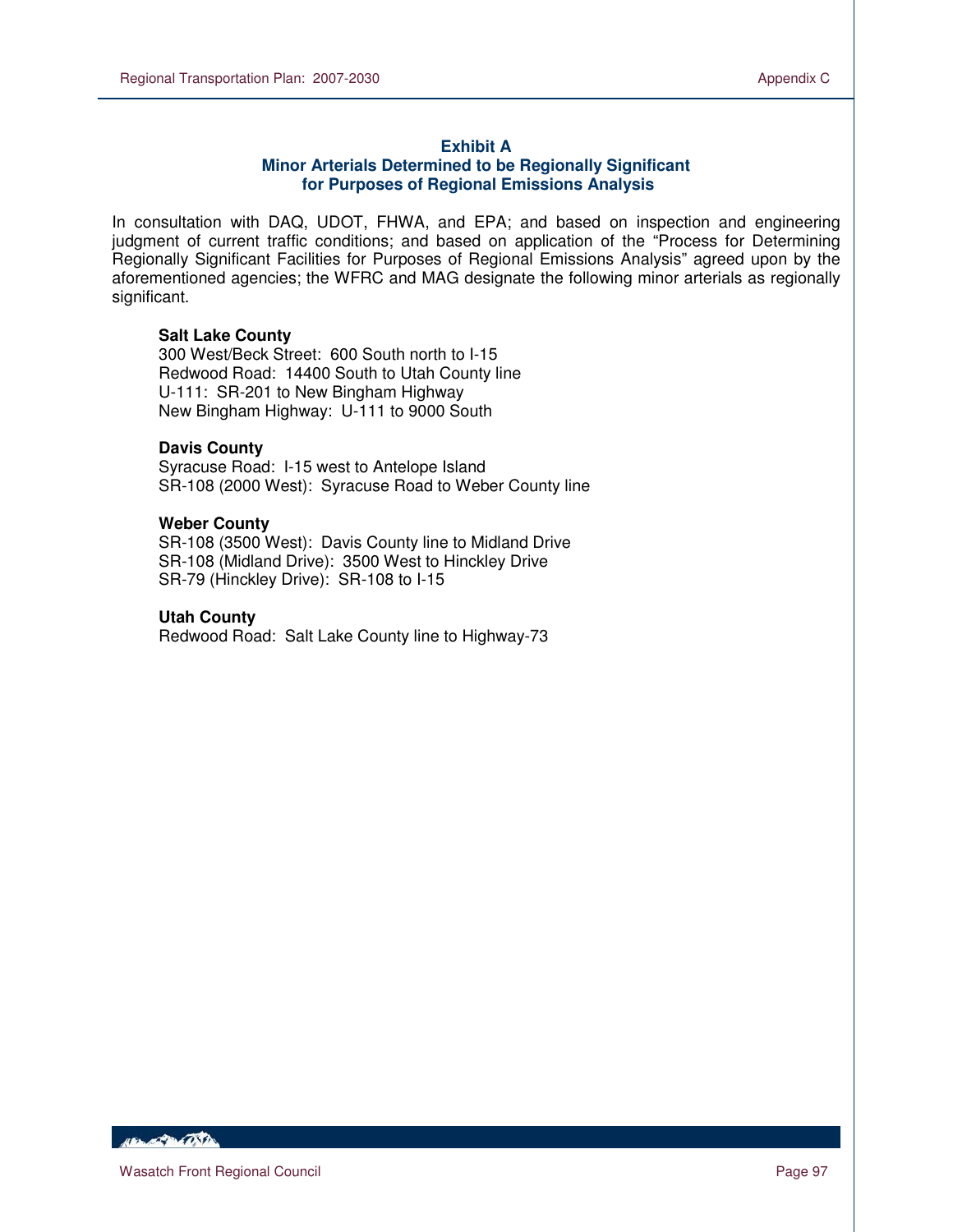## Exhibit A
## Minor Arterials Determined to be Regionally Significant for Purposes of Regional Emissions Analysis

In consultation with DAQ, UDOT, FHWA, and EPA; and based on inspection and engineering judgment of current traffic conditions; and based on application of the "Process for Determining Regionally Significant Facilities for Purposes of Regional Emissions Analysis" agreed upon by the aforementioned agencies; the WFRC and MAG designate the following minor arterials as regionally significant.

**Salt Lake County**
300 West/Beck Street: 600 South north to I-15
Redwood Road: 14400 South to Utah County line
U-111: SR-201 to New Bingham Highway
New Bingham Highway: U-111 to 9000 South

**Davis County**
Syracuse Road: I-15 west to Antelope Island
SR-108 (2000 West): Syracuse Road to Weber County line

**Weber County**
SR-108 (3500 West): Davis County line to Midland Drive
SR-108 (Midland Drive): 3500 West to Hinckley Drive
SR-79 (Hinckley Drive): SR-108 to I-15

**Utah County**
Redwood Road: Salt Lake County line to Highway-73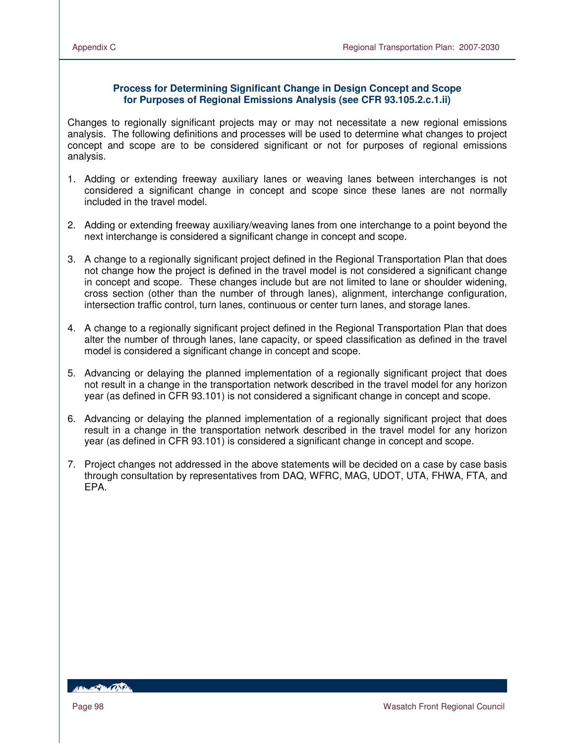## Process for Determining Significant Change in Design Concept and Scope for Purposes of Regional Emissions Analysis (see CFR 93.105.2.c.1.ii)

Changes to regionally significant projects may or may not necessitate a new regional emissions analysis. The following definitions and processes will be used to determine what changes to project concept and scope are to be considered significant or not for purposes of regional emissions analysis.

1. Adding or extending freeway auxiliary lanes or weaving lanes between interchanges is not considered a significant change in concept and scope since these lanes are not normally included in the travel model.

2. Adding or extending freeway auxiliary/weaving lanes from one interchange to a point beyond the next interchange is considered a significant change in concept and scope.

3. A change to a regionally significant project defined in the Regional Transportation Plan that does not change how the project is defined in the travel model is not considered a significant change in concept and scope. These changes include but are not limited to lane or shoulder widening, cross section (other than the number of through lanes), alignment, interchange configuration, intersection traffic control, turn lanes, continuous or center turn lanes, and storage lanes.

4. A change to a regionally significant project defined in the Regional Transportation Plan that does alter the number of through lanes, lane capacity, or speed classification as defined in the travel model is considered a significant change in concept and scope.

5. Advancing or delaying the planned implementation of a regionally significant project that does not result in a change in the transportation network described in the travel model for any horizon year (as defined in CFR 93.101) is not considered a significant change in concept and scope.

6. Advancing or delaying the planned implementation of a regionally significant project that does result in a change in the transportation network described in the travel model for any horizon year (as defined in CFR 93.101) is considered a significant change in concept and scope.

7. Project changes not addressed in the above statements will be decided on a case by case basis through consultation by representatives from DAQ, WFRC, MAG, UDOT, UTA, FHWA, FTA, and EPA.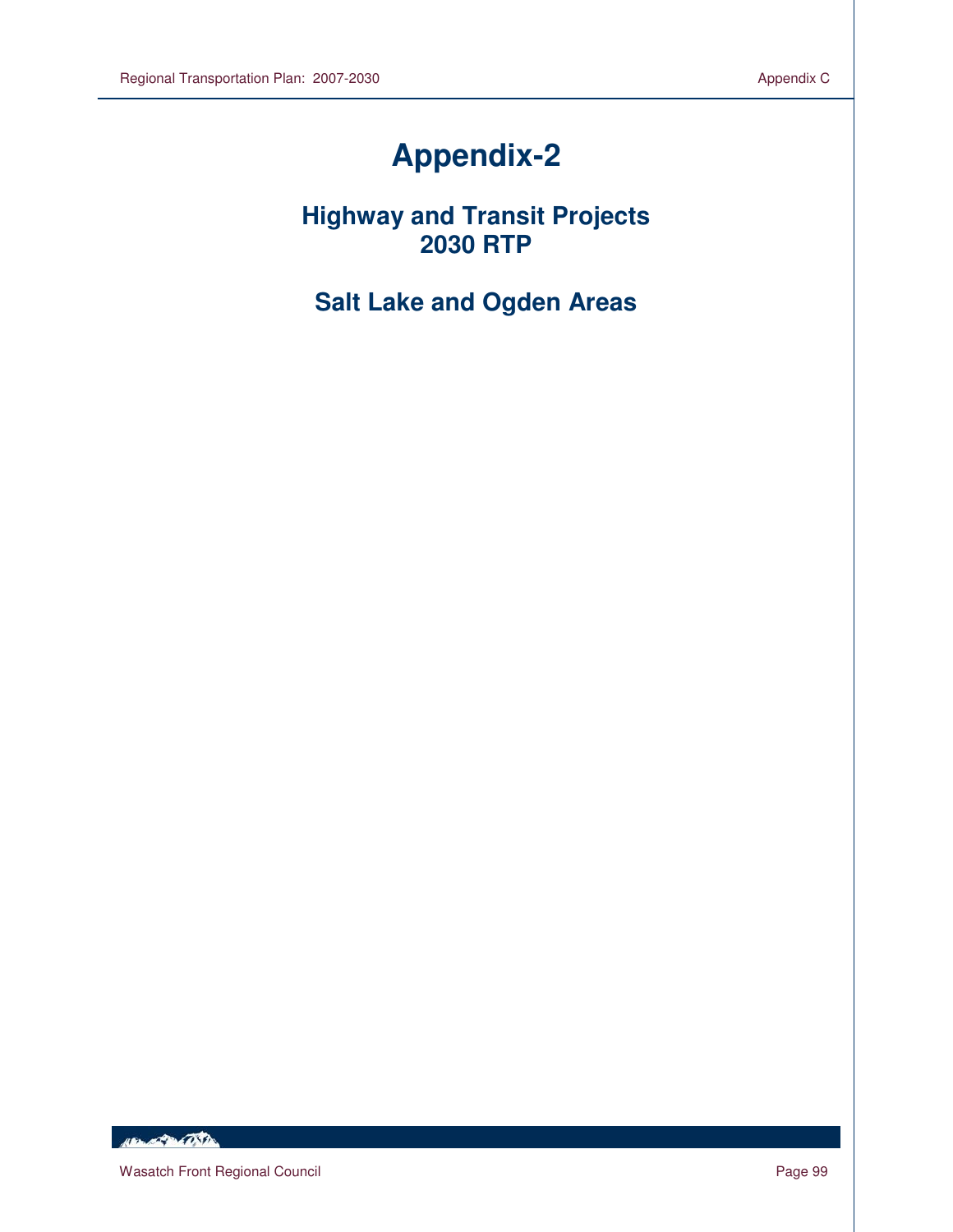# Appendix-2

## Highway and Transit Projects
## 2030 RTP

## Salt Lake and Ogden Areas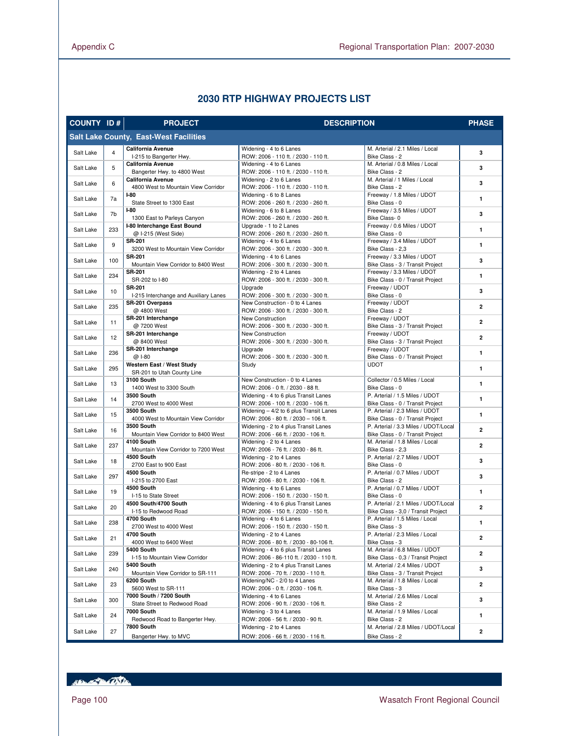## 2030 RTP HIGHWAY PROJECTS LIST

| COUNTY | ID # | PROJECT | DESCRIPTION | | PHASE |
|---|---|---|---|---|---|
| **Salt Lake County, East-West Facilities** | | | | | |
| Salt Lake | 4 | **California Avenue** I-215 to Bangerter Hwy. | Widening - 4 to 6 Lanes ROW: 2006 - 110 ft. / 2030 - 110 ft. | M. Arterial / 2.1 Miles / Local Bike Class - 2 | 3 |
| Salt Lake | 5 | **California Avenue** Bangerter Hwy. to 4800 West | Widening - 4 to 6 Lanes ROW: 2006 - 110 ft. / 2030 - 110 ft. | M. Arterial / 0.8 Miles / Local Bike Class - 2 | 3 |
| Salt Lake | 6 | **California Avenue** 4800 West to Mountain View Corridor | Widening - 2 to 6 Lanes ROW: 2006 - 110 ft. / 2030 - 110 ft. | M. Arterial / 1 Miles / Local Bike Class - 2 | 3 |
| Salt Lake | 7a | **I-80** State Street to 1300 East | Widening - 6 to 8 Lanes ROW: 2006 - 260 ft. / 2030 - 260 ft. | Freeway / 1.8 Miles / UDOT Bike Class - 0 | 1 |
| Salt Lake | 7b | **I-80** 1300 East to Parleys Canyon | Widening - 6 to 8 Lanes ROW: 2006 - 260 ft. / 2030 - 260 ft. | Freeway / 3.5 Miles / UDOT Bike Class- 0 | 3 |
| Salt Lake | 233 | **I-80 Interchange East Bound** @ I-215 (West Side) | Upgrade - 1 to 2 Lanes ROW: 2006 - 260 ft. / 2030 - 260 ft. | Freeway / 0.6 Miles / UDOT Bike Class - 0 | 1 |
| Salt Lake | 9 | **SR-201** 3200 West to Mountain View Corridor | Widening - 4 to 6 Lanes ROW: 2006 - 300 ft. / 2030 - 300 ft. | Freeway / 3.4 Miles / UDOT Bike Class - 2,3 | 1 |
| Salt Lake | 100 | **SR-201** Mountain View Corridor to 8400 West | Widening - 4 to 6 Lanes ROW: 2006 - 300 ft. / 2030 - 300 ft. | Freeway / 3.3 Miles / UDOT Bike Class - 3 / Transit Project | 3 |
| Salt Lake | 234 | **SR-201** SR-202 to I-80 | Widening - 2 to 4 Lanes ROW: 2006 - 300 ft. / 2030 - 300 ft. | Freeway / 3.3 Miles / UDOT Bike Class - 0 / Transit Project | 1 |
| Salt Lake | 10 | **SR-201** I-215 Interchange and Auxiliary Lanes | Upgrade ROW: 2006 - 300 ft. / 2030 - 300 ft. | Freeway / UDOT Bike Class - 0 | 3 |
| Salt Lake | 235 | **SR-201 Overpass** @ 4800 West | New Construction - 0 to 4 Lanes ROW: 2006 - 300 ft. / 2030 - 300 ft. | Freeway / UDOT Bike Class - 2 | 2 |
| Salt Lake | 11 | **SR-201 Interchange** @ 7200 West | New Construction ROW: 2006 - 300 ft. / 2030 - 300 ft. | Freeway / UDOT Bike Class - 3 / Transit Project | 2 |
| Salt Lake | 12 | **SR-201 Interchange** @ 8400 West | New Construction ROW: 2006 - 300 ft. / 2030 - 300 ft. | Freeway / UDOT Bike Class - 3 / Transit Project | 2 |
| Salt Lake | 236 | **SR-201 Interchange** @ I-80 | Upgrade ROW: 2006 - 300 ft. / 2030 - 300 ft. | Freeway / UDOT Bike Class - 0 / Transit Project | 1 |
| Salt Lake | 295 | **Western East / West Study** SR-201 to Utah County Line | Study | UDOT | 1 |
| Salt Lake | 13 | **3100 South** 1400 West to 3300 South | New Construction - 0 to 4 Lanes ROW: 2006 - 0 ft. / 2030 - 88 ft. | Collector / 0.5 Miles / Local Bike Class - 0 | 1 |
| Salt Lake | 14 | **3500 South** 2700 West to 4000 West | Widening - 4 to 6 plus Transit Lanes ROW: 2006 - 100 ft. / 2030 - 106 ft. | P. Arterial / 1.5 Miles / UDOT Bike Class - 0 / Transit Project | 1 |
| Salt Lake | 15 | **3500 South** 4000 West to Mountain View Corridor | Widening – 4/2 to 6 plus Transit Lanes ROW: 2006 - 80 ft. / 2030 – 106 ft. | P. Arterial / 2.3 Miles / UDOT Bike Class - 0 / Transit Project | 1 |
| Salt Lake | 16 | **3500 South** Mountain View Corridor to 8400 West | Widening - 2 to 4 plus Transit Lanes ROW: 2006 - 66 ft. / 2030 - 106 ft. | P. Arterial / 3.3 Miles / UDOT/Local Bike Class - 0 / Transit Project | 2 |
| Salt Lake | 237 | **4100 South** Mountain View Corridor to 7200 West | Widening - 2 to 4 Lanes ROW: 2006 - 76 ft. / 2030 - 86 ft. | M. Arterial / 1.8 Miles / Local Bike Class - 2,3 | 2 |
| Salt Lake | 18 | **4500 South** 2700 East to 900 East | Widening - 2 to 4 Lanes ROW: 2006 - 80 ft. / 2030 - 106 ft. | P. Arterial / 2.7 Miles / UDOT Bike Class - 0 | 3 |
| Salt Lake | 297 | **4500 South** I-215 to 2700 East | Re-stripe - 2 to 4 Lanes ROW: 2006 - 80 ft. / 2030 - 106 ft. | P. Arterial / 0.7 Miles / UDOT Bike Class - 2 | 3 |
| Salt Lake | 19 | **4500 South** I-15 to State Street | Widening - 4 to 6 Lanes ROW: 2006 - 150 ft. / 2030 - 150 ft. | P. Arterial / 0.7 Miles / UDOT Bike Class - 0 | 1 |
| Salt Lake | 20 | **4500 South/4700 South** I-15 to Redwood Road | Widening - 4 to 6 plus Transit Lanes ROW: 2006 - 150 ft. / 2030 - 150 ft. | P. Arterial / 2.1 Miles / UDOT/Local Bike Class - 3,0 / Transit Project | 2 |
| Salt Lake | 238 | **4700 South** 2700 West to 4000 West | Widening - 4 to 6 Lanes ROW: 2006 - 150 ft. / 2030 - 150 ft. | P. Arterial / 1.5 Miles / Local Bike Class - 3 | 1 |
| Salt Lake | 21 | **4700 South** 4000 West to 6400 West | Widening - 2 to 4 Lanes ROW: 2006 - 80 ft. / 2030 - 80-106 ft. | P. Arterial / 2.3 Miles / Local Bike Class - 3 | 2 |
| Salt Lake | 239 | **5400 South** I-15 to Mountain View Corridor | Widening - 4 to 6 plus Transit Lanes ROW: 2006 - 86-110 ft. / 2030 - 110 ft. | M. Arterial / 6.8 Miles / UDOT Bike Class - 0,3 / Transit Project | 2 |
| Salt Lake | 240 | **5400 South** Mountain View Corridor to SR-111 | Widening - 2 to 4 plus Transit Lanes ROW: 2006 - 70 ft. / 2030 - 110 ft. | M. Arterial / 2.4 Miles / UDOT Bike Class - 3 / Transit Project | 3 |
| Salt Lake | 23 | **6200 South** 5600 West to SR-111 | Widening/NC - 2/0 to 4 Lanes ROW: 2006 - 0 ft. / 2030 - 106 ft. | M. Arterial / 1.8 Miles / Local Bike Class - 3 | 2 |
| Salt Lake | 300 | **7000 South / 7200 South** State Street to Redwood Road | Widening - 4 to 6 Lanes ROW: 2006 - 90 ft. / 2030 - 106 ft. | M. Arterial / 2.6 Miles / Local Bike Class - 2 | 3 |
| Salt Lake | 24 | **7000 South** Redwood Road to Bangerter Hwy. | Widening - 3 to 4 Lanes ROW: 2006 - 56 ft. / 2030 - 90 ft. | M. Arterial / 1.9 Miles / Local Bike Class - 2 | 1 |
| Salt Lake | 27 | **7800 South** Bangerter Hwy. to MVC | Widening - 2 to 4 Lanes ROW: 2006 - 66 ft. / 2030 - 116 ft. | M. Arterial / 2.8 Miles / UDOT/Local Bike Class - 2 | 2 |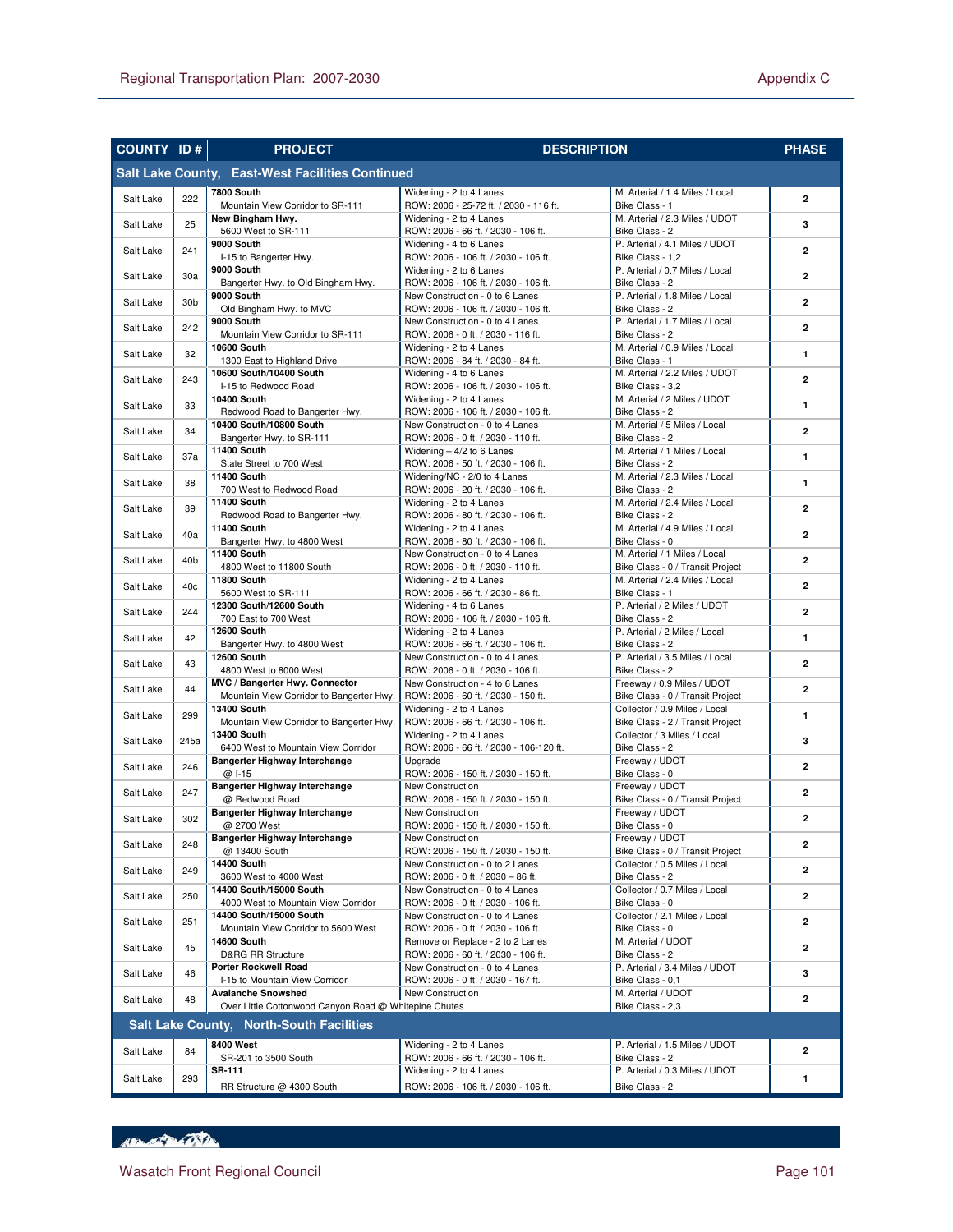| COUNTY | ID # | PROJECT | DESCRIPTION | | PHASE |
|---|---|---|---|---|---|
| **Salt Lake County, East-West Facilities Continued** | | | | | |
| Salt Lake | 222 | **7800 South** Mountain View Corridor to SR-111 | Widening - 2 to 4 Lanes ROW: 2006 - 25-72 ft. / 2030 - 116 ft. | M. Arterial / 1.4 Miles / Local Bike Class - 1 | 2 |
| Salt Lake | 25 | **New Bingham Hwy.** 5600 West to SR-111 | Widening - 2 to 4 Lanes ROW: 2006 - 66 ft. / 2030 - 106 ft. | M. Arterial / 2.3 Miles / UDOT Bike Class - 2 | 3 |
| Salt Lake | 241 | **9000 South** I-15 to Bangerter Hwy. | Widening - 4 to 6 Lanes ROW: 2006 - 106 ft. / 2030 - 106 ft. | P. Arterial / 4.1 Miles / UDOT Bike Class - 1,2 | 2 |
| Salt Lake | 30a | **9000 South** Bangerter Hwy. to Old Bingham Hwy. | Widening - 2 to 6 Lanes ROW: 2006 - 106 ft. / 2030 - 106 ft. | P. Arterial / 0.7 Miles / Local Bike Class - 2 | 2 |
| Salt Lake | 30b | **9000 South** Old Bingham Hwy. to MVC | New Construction - 0 to 6 Lanes ROW: 2006 - 106 ft. / 2030 - 106 ft. | P. Arterial / 1.8 Miles / Local Bike Class - 2 | 2 |
| Salt Lake | 242 | **9000 South** Mountain View Corridor to SR-111 | New Construction - 0 to 4 Lanes ROW: 2006 - 0 ft. / 2030 - 106 ft. | P. Arterial / 1.7 Miles / Local Bike Class - 2 | 2 |
| Salt Lake | 32 | **10600 South** 1300 East to Highland Drive | Widening - 2 to 4 Lanes ROW: 2006 - 84 ft. / 2030 - 84 ft. | M. Arterial / 0.9 Miles / Local Bike Class - 1 | 1 |
| Salt Lake | 243 | **10600 South/10400 South** I-15 to Redwood Road | Widening - 4 to 6 Lanes ROW: 2006 - 106 ft. / 2030 - 106 ft. | M. Arterial / 2.2 Miles / UDOT Bike Class - 3,2 | 2 |
| Salt Lake | 33 | **10400 South** Redwood Road to Bangerter Hwy. | Widening - 2 to 4 Lanes ROW: 2006 - 106 ft. / 2030 - 106 ft. | M. Arterial / 2 Miles / UDOT Bike Class - 2 | 1 |
| Salt Lake | 34 | **10400 South/10800 South** Bangerter Hwy. to SR-111 | New Construction - 0 to 4 Lanes ROW: 2006 - 0 ft. / 2030 - 110 ft. | M. Arterial / 5 Miles / Local Bike Class - 2 | 2 |
| Salt Lake | 37a | **11400 South** State Street to 700 West | Widening – 4/2 to 6 Lanes ROW: 2006 - 50 ft. / 2030 - 106 ft. | M. Arterial / 1 Miles / Local Bike Class - 2 | 1 |
| Salt Lake | 38 | **11400 South** 700 West to Redwood Road | Widening/NC - 2/0 to 4 Lanes ROW: 2006 - 20 ft. / 2030 - 106 ft. | M. Arterial / 2.3 Miles / Local Bike Class - 2 | 1 |
| Salt Lake | 39 | **11400 South** Redwood Road to Bangerter Hwy. | Widening - 2 to 4 Lanes ROW: 2006 - 80 ft. / 2030 - 106 ft. | M. Arterial / 2.4 Miles / Local Bike Class - 2 | 2 |
| Salt Lake | 40a | **11400 South** Bangerter Hwy. to 4800 West | Widening - 2 to 4 Lanes ROW: 2006 - 80 ft. / 2030 - 106 ft. | M. Arterial / 4.9 Miles / Local Bike Class - 0 | 2 |
| Salt Lake | 40b | **11400 South** 4800 West to 11800 South | New Construction - 0 to 4 Lanes ROW: 2006 - 0 ft. / 2030 - 110 ft. | M. Arterial / 1 Miles / Local Bike Class - 0 / Transit Project | 2 |
| Salt Lake | 40c | **11800 South** 5600 West to SR-111 | Widening - 2 to 4 Lanes ROW: 2006 - 66 ft. / 2030 - 86 ft. | M. Arterial / 2.4 Miles / Local Bike Class - 1 | 2 |
| Salt Lake | 244 | **12300 South/12600 South** 700 East to 700 West | Widening - 4 to 6 Lanes ROW: 2006 - 106 ft. / 2030 - 106 ft. | P. Arterial / 2 Miles / UDOT Bike Class - 2 | 2 |
| Salt Lake | 42 | **12600 South** Bangerter Hwy. to 4800 West | Widening - 2 to 4 Lanes ROW: 2006 - 66 ft. / 2030 - 106 ft. | P. Arterial / 2 Miles / Local Bike Class - 2 | 1 |
| Salt Lake | 43 | **12600 South** 4800 West to 8000 West | New Construction - 0 to 4 Lanes ROW: 2006 - 0 ft. / 2030 - 106 ft. | P. Arterial / 3.5 Miles / Local Bike Class - 2 | 2 |
| Salt Lake | 44 | **MVC / Bangerter Hwy. Connector** Mountain View Corridor to Bangerter Hwy. | New Construction - 4 to 6 Lanes ROW: 2006 - 60 ft. / 2030 - 150 ft. | Freeway / 0.9 Miles / UDOT Bike Class - 0 / Transit Project | 2 |
| Salt Lake | 299 | **13400 South** Mountain View Corridor to Bangerter Hwy. | Widening - 2 to 4 Lanes ROW: 2006 - 66 ft. / 2030 - 106 ft. | Collector / 0.9 Miles / Local Bike Class - 2 / Transit Project | 1 |
| Salt Lake | 245a | **13400 South** 6400 West to Mountain View Corridor | Widening - 2 to 4 Lanes ROW: 2006 - 66 ft. / 2030 - 106-120 ft. | Collector / 3 Miles / Local Bike Class - 2 | 3 |
| Salt Lake | 246 | **Bangerter Highway Interchange** @ I-15 | Upgrade ROW: 2006 - 150 ft. / 2030 - 150 ft. | Freeway / UDOT Bike Class - 0 | 2 |
| Salt Lake | 247 | **Bangerter Highway Interchange** @ Redwood Road | New Construction ROW: 2006 - 150 ft. / 2030 - 150 ft. | Freeway / UDOT Bike Class - 0 / Transit Project | 2 |
| Salt Lake | 302 | **Bangerter Highway Interchange** @ 2700 West | New Construction ROW: 2006 - 150 ft. / 2030 - 150 ft. | Freeway / UDOT Bike Class - 0 | 2 |
| Salt Lake | 248 | **Bangerter Highway Interchange** @ 13400 South | New Construction ROW: 2006 - 150 ft. / 2030 - 150 ft. | Freeway / UDOT Bike Class - 0 / Transit Project | 2 |
| Salt Lake | 249 | **14400 South** 3600 West to 4000 West | New Construction - 0 to 2 Lanes ROW: 2006 - 0 ft. / 2030 – 86 ft. | Collector / 0.5 Miles / Local Bike Class - 2 | 2 |
| Salt Lake | 250 | **14400 South/15000 South** 4000 West to Mountain View Corridor | New Construction - 0 to 4 Lanes ROW: 2006 - 0 ft. / 2030 - 106 ft. | Collector / 0.7 Miles / Local Bike Class - 0 | 2 |
| Salt Lake | 251 | **14400 South/15000 South** Mountain View Corridor to 5600 West | New Construction - 0 to 4 Lanes ROW: 2006 - 0 ft. / 2030 - 106 ft. | Collector / 2.1 Miles / Local Bike Class - 0 | 2 |
| Salt Lake | 45 | **14600 South** D&RG RR Structure | Remove or Replace - 2 to 2 Lanes ROW: 2006 - 60 ft. / 2030 - 106 ft. | M. Arterial / UDOT Bike Class - 2 | 2 |
| Salt Lake | 46 | **Porter Rockwell Road** I-15 to Mountain View Corridor | New Construction - 0 to 4 Lanes ROW: 2006 - 0 ft. / 2030 - 167 ft. | P. Arterial / 3.4 Miles / UDOT Bike Class - 0,1 | 3 |
| Salt Lake | 48 | **Avalanche Snowshed** Over Little Cottonwood Canyon Road @ Whitepine Chutes | New Construction | M. Arterial / UDOT Bike Class - 2,3 | 2 |
| **Salt Lake County, North-South Facilities** | | | | | |
| Salt Lake | 84 | **8400 West** SR-201 to 3500 South | Widening - 2 to 4 Lanes ROW: 2006 - 66 ft. / 2030 - 106 ft. | P. Arterial / 1.5 Miles / UDOT Bike Class - 2 | 2 |
| Salt Lake | 293 | **SR-111** RR Structure @ 4300 South | Widening - 2 to 4 Lanes ROW: 2006 - 106 ft. / 2030 - 106 ft. | P. Arterial / 0.3 Miles / UDOT Bike Class - 2 | 1 |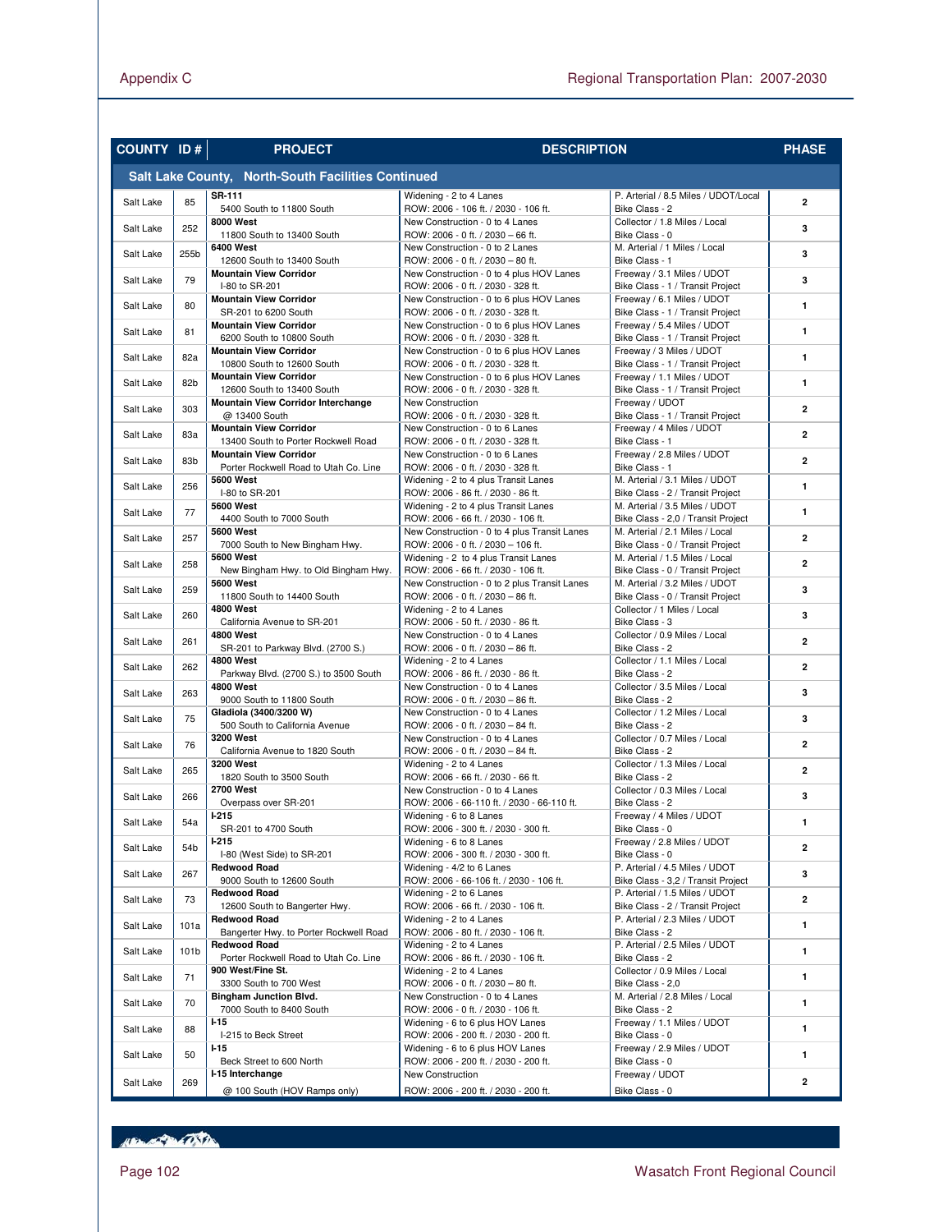| COUNTY | ID # | PROJECT | DESCRIPTION | | PHASE |
|---|---|---|---|---|---|
| **Salt Lake County, North-South Facilities Continued** | | | | | |
| Salt Lake | 85 | **SR-111** 5400 South to 11800 South | Widening - 2 to 4 Lanes ROW: 2006 - 106 ft. / 2030 - 106 ft. | P. Arterial / 8.5 Miles / UDOT/Local Bike Class - 2 | 2 |
| Salt Lake | 252 | **8000 West** 11800 South to 13400 South | New Construction - 0 to 4 Lanes ROW: 2006 - 0 ft. / 2030 – 66 ft. | Collector / 1.8 Miles / Local Bike Class - 0 | 3 |
| Salt Lake | 255b | **6400 West** 12600 South to 13400 South | New Construction - 0 to 2 Lanes ROW: 2006 - 0 ft. / 2030 – 80 ft. | M. Arterial / 1 Miles / Local Bike Class - 1 | 3 |
| Salt Lake | 79 | **Mountain View Corridor** I-80 to SR-201 | New Construction - 0 to 4 plus HOV Lanes ROW: 2006 - 0 ft. / 2030 - 328 ft. | Freeway / 3.1 Miles / UDOT Bike Class - 1 / Transit Project | 3 |
| Salt Lake | 80 | **Mountain View Corridor** SR-201 to 6200 South | New Construction - 0 to 6 plus HOV Lanes ROW: 2006 - 0 ft. / 2030 - 328 ft. | Freeway / 6.1 Miles / UDOT Bike Class - 1 / Transit Project | 1 |
| Salt Lake | 81 | **Mountain View Corridor** 6200 South to 10800 South | New Construction - 0 to 6 plus HOV Lanes ROW: 2006 - 0 ft. / 2030 - 328 ft. | Freeway / 5.4 Miles / UDOT Bike Class - 1 / Transit Project | 1 |
| Salt Lake | 82a | **Mountain View Corridor** 10800 South to 12600 South | New Construction - 0 to 6 plus HOV Lanes ROW: 2006 - 0 ft. / 2030 - 328 ft. | Freeway / 3 Miles / UDOT Bike Class - 1 / Transit Project | 1 |
| Salt Lake | 82b | **Mountain View Corridor** 12600 South to 13400 South | New Construction - 0 to 6 plus HOV Lanes ROW: 2006 - 0 ft. / 2030 - 328 ft. | Freeway / 1.1 Miles / UDOT Bike Class - 1 / Transit Project | 1 |
| Salt Lake | 303 | **Mountain View Corridor Interchange** @ 13400 South | New Construction ROW: 2006 - 0 ft. / 2030 - 328 ft. | Freeway / UDOT Bike Class - 1 / Transit Project | 2 |
| Salt Lake | 83a | **Mountain View Corridor** 13400 South to Porter Rockwell Road | New Construction - 0 to 6 Lanes ROW: 2006 - 0 ft. / 2030 - 328 ft. | Freeway / 4 Miles / UDOT Bike Class - 1 | 2 |
| Salt Lake | 83b | **Mountain View Corridor** Porter Rockwell Road to Utah Co. Line | New Construction - 0 to 6 Lanes ROW: 2006 - 0 ft. / 2030 - 328 ft. | Freeway / 2.8 Miles / UDOT Bike Class - 1 | 2 |
| Salt Lake | 256 | **5600 West** I-80 to SR-201 | Widening - 2 to 4 plus Transit Lanes ROW: 2006 - 86 ft. / 2030 - 86 ft. | M. Arterial / 3.1 Miles / UDOT Bike Class - 2 / Transit Project | 1 |
| Salt Lake | 77 | **5600 West** 4400 South to 7000 South | Widening - 2 to 4 plus Transit Lanes ROW: 2006 - 66 ft. / 2030 - 106 ft. | M. Arterial / 3.5 Miles / UDOT Bike Class - 2,0 / Transit Project | 1 |
| Salt Lake | 257 | **5600 West** 7000 South to New Bingham Hwy. | New Construction - 0 to 4 plus Transit Lanes ROW: 2006 - 0 ft. / 2030 – 106 ft. | M. Arterial / 2.1 Miles / Local Bike Class - 0 / Transit Project | 2 |
| Salt Lake | 258 | **5600 West** New Bingham Hwy. to Old Bingham Hwy. | Widening - 2 to 4 plus Transit Lanes ROW: 2006 - 66 ft. / 2030 - 106 ft. | M. Arterial / 1.5 Miles / Local Bike Class - 0 / Transit Project | 2 |
| Salt Lake | 259 | **5600 West** 11800 South to 14400 South | New Construction - 0 to 2 plus Transit Lanes ROW: 2006 - 0 ft. / 2030 – 86 ft. | M. Arterial / 3.2 Miles / UDOT Bike Class - 0 / Transit Project | 3 |
| Salt Lake | 260 | **4800 West** California Avenue to SR-201 | Widening - 2 to 4 Lanes ROW: 2006 - 50 ft. / 2030 - 86 ft. | Collector / 1 Miles / Local Bike Class - 3 | 3 |
| Salt Lake | 261 | **4800 West** SR-201 to Parkway Blvd. (2700 S.) | New Construction - 0 to 4 Lanes ROW: 2006 - 0 ft. / 2030 – 86 ft. | Collector / 0.9 Miles / Local Bike Class - 2 | 2 |
| Salt Lake | 262 | **4800 West** Parkway Blvd. (2700 S.) to 3500 South | Widening - 2 to 4 Lanes ROW: 2006 - 86 ft. / 2030 - 86 ft. | Collector / 1.1 Miles / Local Bike Class - 2 | 2 |
| Salt Lake | 263 | **4800 West** 9000 South to 11800 South | New Construction - 0 to 4 Lanes ROW: 2006 - 0 ft. / 2030 – 86 ft. | Collector / 3.5 Miles / Local Bike Class - 2 | 3 |
| Salt Lake | 75 | **Gladiola (3400/3200 W)** 500 South to California Avenue | New Construction - 0 to 4 Lanes ROW: 2006 - 0 ft. / 2030 – 84 ft. | Collector / 1.2 Miles / Local Bike Class - 2 | 3 |
| Salt Lake | 76 | **3200 West** California Avenue to 1820 South | New Construction - 0 to 4 Lanes ROW: 2006 - 0 ft. / 2030 – 84 ft. | Collector / 0.7 Miles / Local Bike Class - 2 | 2 |
| Salt Lake | 265 | **3200 West** 1820 South to 3500 South | Widening - 2 to 4 Lanes ROW: 2006 - 66 ft. / 2030 - 66 ft. | Collector / 1.3 Miles / Local Bike Class - 2 | 2 |
| Salt Lake | 266 | **2700 West** Overpass over SR-201 | New Construction - 0 to 4 Lanes ROW: 2006 - 66-110 ft. / 2030 - 66-110 ft. | Collector / 0.3 Miles / Local Bike Class - 2 | 3 |
| Salt Lake | 54a | **I-215** SR-201 to 4700 South | Widening - 6 to 8 Lanes ROW: 2006 - 300 ft. / 2030 - 300 ft. | Freeway / 4 Miles / UDOT Bike Class - 0 | 1 |
| Salt Lake | 54b | **I-215** I-80 (West Side) to SR-201 | Widening - 6 to 8 Lanes ROW: 2006 - 300 ft. / 2030 - 300 ft. | Freeway / 2.8 Miles / UDOT Bike Class - 0 | 2 |
| Salt Lake | 267 | **Redwood Road** 9000 South to 12600 South | Widening - 4/2 to 6 Lanes ROW: 2006 - 66-106 ft. / 2030 - 106 ft. | P. Arterial / 4.5 Miles / UDOT Bike Class - 3,2 / Transit Project | 3 |
| Salt Lake | 73 | **Redwood Road** 12600 South to Bangerter Hwy. | Widening - 2 to 6 Lanes ROW: 2006 - 66 ft. / 2030 - 106 ft. | P. Arterial / 1.5 Miles / UDOT Bike Class - 2 / Transit Project | 2 |
| Salt Lake | 101a | **Redwood Road** Bangerter Hwy. to Porter Rockwell Road | Widening - 2 to 4 Lanes ROW: 2006 - 80 ft. / 2030 - 106 ft. | P. Arterial / 2.3 Miles / UDOT Bike Class - 2 | 1 |
| Salt Lake | 101b | **Redwood Road** Porter Rockwell Road to Utah Co. Line | Widening - 2 to 4 Lanes ROW: 2006 - 86 ft. / 2030 - 106 ft. | P. Arterial / 2.5 Miles / UDOT Bike Class - 2 | 1 |
| Salt Lake | 71 | **900 West/Fine St.** 3300 South to 700 West | Widening - 2 to 4 Lanes ROW: 2006 - 0 ft. / 2030 – 80 ft. | Collector / 0.9 Miles / Local Bike Class - 2,0 | 1 |
| Salt Lake | 70 | **Bingham Junction Blvd.** 7000 South to 8400 South | New Construction - 0 to 4 Lanes ROW: 2006 - 0 ft. / 2030 - 106 ft. | M. Arterial / 2.8 Miles / Local Bike Class - 2 | 1 |
| Salt Lake | 88 | **I-15** I-215 to Beck Street | Widening - 6 to 6 plus HOV Lanes ROW: 2006 - 200 ft. / 2030 - 200 ft. | Freeway / 1.1 Miles / UDOT Bike Class - 0 | 1 |
| Salt Lake | 50 | **I-15** Beck Street to 600 North | Widening - 6 to 6 plus HOV Lanes ROW: 2006 - 200 ft. / 2030 - 200 ft. | Freeway / 2.9 Miles / UDOT Bike Class - 0 | 1 |
| Salt Lake | 269 | **I-15 Interchange** @ 100 South (HOV Ramps only) | New Construction ROW: 2006 - 200 ft. / 2030 - 200 ft. | Freeway / UDOT Bike Class - 0 | 2 |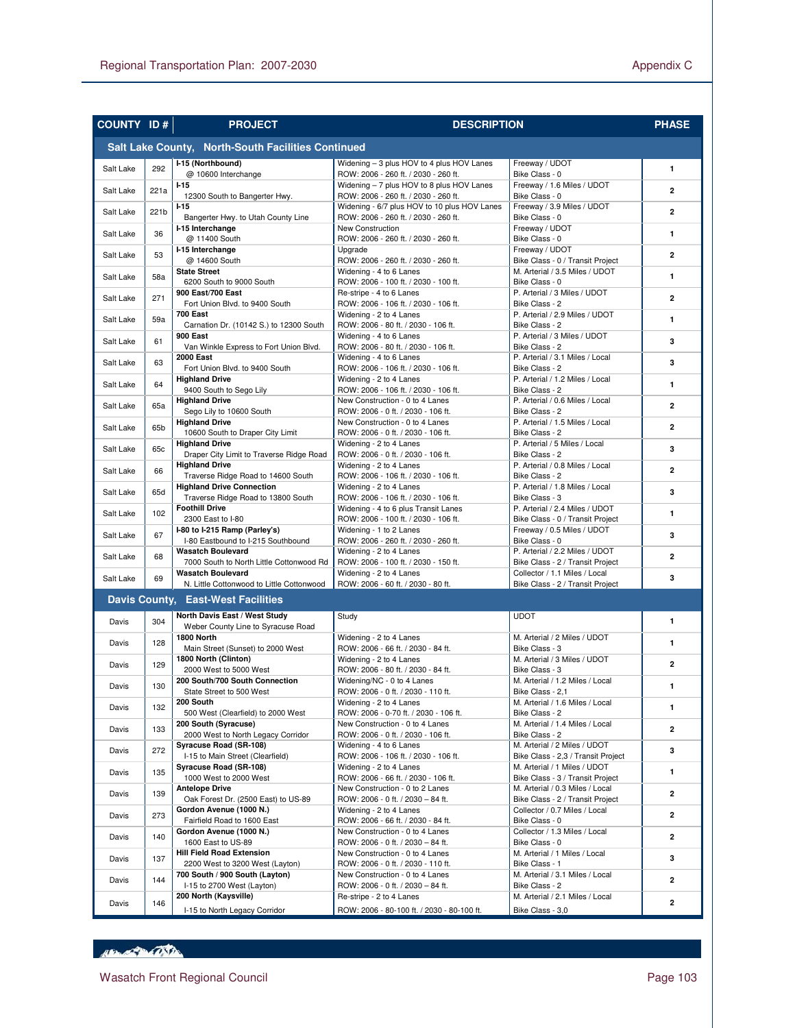| COUNTY | ID # | PROJECT | DESCRIPTION | | PHASE |
|---|---|---|---|---|---|
| **Salt Lake County, North-South Facilities Continued** | | | | | |
| Salt Lake | 292 | **I-15 (Northbound)** @ 10600 Interchange | Widening – 3 plus HOV to 4 plus HOV Lanes ROW: 2006 - 260 ft. / 2030 - 260 ft. | Freeway / UDOT Bike Class - 0 | 1 |
| Salt Lake | 221a | **I-15** 12300 South to Bangerter Hwy. | Widening – 7 plus HOV to 8 plus HOV Lanes ROW: 2006 - 260 ft. / 2030 - 260 ft. | Freeway / 1.6 Miles / UDOT Bike Class - 0 | 2 |
| Salt Lake | 221b | **I-15** Bangerter Hwy. to Utah County Line | Widening - 6/7 plus HOV to 10 plus HOV Lanes ROW: 2006 - 260 ft. / 2030 - 260 ft. | Freeway / 3.9 Miles / UDOT Bike Class - 0 | 2 |
| Salt Lake | 36 | **I-15 Interchange** @ 11400 South | New Construction ROW: 2006 - 260 ft. / 2030 - 260 ft. | Freeway / UDOT Bike Class - 0 | 1 |
| Salt Lake | 53 | **I-15 Interchange** @ 14600 South | Upgrade ROW: 2006 - 260 ft. / 2030 - 260 ft. | Freeway / UDOT Bike Class - 0 / Transit Project | 2 |
| Salt Lake | 58a | **State Street** 6200 South to 9000 South | Widening - 4 to 6 Lanes ROW: 2006 - 100 ft. / 2030 - 100 ft. | M. Arterial / 3.5 Miles / UDOT Bike Class - 0 | 1 |
| Salt Lake | 271 | **900 East/700 East** Fort Union Blvd. to 9400 South | Re-stripe - 4 to 6 Lanes ROW: 2006 - 106 ft. / 2030 - 106 ft. | P. Arterial / 3 Miles / UDOT Bike Class - 2 | 2 |
| Salt Lake | 59a | **700 East** Carnation Dr. (10142 S.) to 12300 South | Widening - 2 to 4 Lanes ROW: 2006 - 80 ft. / 2030 - 106 ft. | P. Arterial / 2.9 Miles / UDOT Bike Class - 2 | 1 |
| Salt Lake | 61 | **900 East** Van Winkle Express to Fort Union Blvd. | Widening - 4 to 6 Lanes ROW: 2006 - 80 ft. / 2030 - 106 ft. | P. Arterial / 3 Miles / UDOT Bike Class - 2 | 3 |
| Salt Lake | 63 | **2000 East** Fort Union Blvd. to 9400 South | Widening - 4 to 6 Lanes ROW: 2006 - 106 ft. / 2030 - 106 ft. | P. Arterial / 3.1 Miles / Local Bike Class - 2 | 3 |
| Salt Lake | 64 | **Highland Drive** 9400 South to Sego Lily | Widening - 2 to 4 Lanes ROW: 2006 - 106 ft. / 2030 - 106 ft. | P. Arterial / 1.2 Miles / Local Bike Class - 2 | 1 |
| Salt Lake | 65a | **Highland Drive** Sego Lily to 10600 South | New Construction - 0 to 4 Lanes ROW: 2006 - 0 ft. / 2030 - 106 ft. | P. Arterial / 0.6 Miles / Local Bike Class - 2 | 2 |
| Salt Lake | 65b | **Highland Drive** 10600 South to Draper City Limit | New Construction - 0 to 4 Lanes ROW: 2006 - 0 ft. / 2030 - 106 ft. | P. Arterial / 1.5 Miles / Local Bike Class - 2 | 2 |
| Salt Lake | 65c | **Highland Drive** Draper City Limit to Traverse Ridge Road | Widening - 2 to 4 Lanes ROW: 2006 - 0 ft. / 2030 - 106 ft. | P. Arterial / 5 Miles / Local Bike Class - 2 | 3 |
| Salt Lake | 66 | **Highland Drive** Traverse Ridge Road to 14600 South | Widening - 2 to 4 Lanes ROW: 2006 - 106 ft. / 2030 - 106 ft. | P. Arterial / 0.8 Miles / Local Bike Class - 2 | 2 |
| Salt Lake | 65d | **Highland Drive Connection** Traverse Ridge Road to 13800 South | Widening - 2 to 4 Lanes ROW: 2006 - 106 ft. / 2030 - 106 ft. | P. Arterial / 1.8 Miles / Local Bike Class - 3 | 3 |
| Salt Lake | 102 | **Foothill Drive** 2300 East to I-80 | Widening - 4 to 6 plus Transit Lanes ROW: 2006 - 100 ft. / 2030 - 106 ft. | P. Arterial / 2.4 Miles / UDOT Bike Class - 0 / Transit Project | 1 |
| Salt Lake | 67 | **I-80 to I-215 Ramp (Parley's)** I-80 Eastbound to I-215 Southbound | Widening - 1 to 2 Lanes ROW: 2006 - 260 ft. / 2030 - 260 ft. | Freeway / 0.5 Miles / UDOT Bike Class - 0 | 3 |
| Salt Lake | 68 | **Wasatch Boulevard** 7000 South to North Little Cottonwood Rd | Widening - 2 to 4 Lanes ROW: 2006 - 100 ft. / 2030 - 150 ft. | P. Arterial / 2.2 Miles / UDOT Bike Class - 2 / Transit Project | 2 |
| Salt Lake | 69 | **Wasatch Boulevard** N. Little Cottonwood to Little Cottonwood | Widening - 2 to 4 Lanes ROW: 2006 - 60 ft. / 2030 - 80 ft. | Collector / 1.1 Miles / Local Bike Class - 2 / Transit Project | 3 |
| **Davis County, East-West Facilities** | | | | | |
| Davis | 304 | **North Davis East / West Study** Weber County Line to Syracuse Road | Study | UDOT | 1 |
| Davis | 128 | **1800 North** Main Street (Sunset) to 2000 West | Widening - 2 to 4 Lanes ROW: 2006 - 66 ft. / 2030 - 84 ft. | M. Arterial / 2 Miles / UDOT Bike Class - 3 | 1 |
| Davis | 129 | **1800 North (Clinton)** 2000 West to 5000 West | Widening - 2 to 4 Lanes ROW: 2006 - 80 ft. / 2030 - 84 ft. | M. Arterial / 3 Miles / UDOT Bike Class - 3 | 2 |
| Davis | 130 | **200 South/700 South Connection** State Street to 500 West | Widening/NC - 0 to 4 Lanes ROW: 2006 - 0 ft. / 2030 - 110 ft. | M. Arterial / 1.2 Miles / Local Bike Class - 2,1 | 1 |
| Davis | 132 | **200 South** 500 West (Clearfield) to 2000 West | Widening - 2 to 4 Lanes ROW: 2006 - 0-70 ft. / 2030 - 106 ft. | M. Arterial / 1.6 Miles / Local Bike Class - 2 | 1 |
| Davis | 133 | **200 South (Syracuse)** 2000 West to North Legacy Corridor | New Construction - 0 to 4 Lanes ROW: 2006 - 0 ft. / 2030 - 106 ft. | M. Arterial / 1.4 Miles / Local Bike Class - 2 | 2 |
| Davis | 272 | **Syracuse Road (SR-108)** I-15 to Main Street (Clearfield) | Widening - 4 to 6 Lanes ROW: 2006 - 106 ft. / 2030 - 106 ft. | M. Arterial / 2 Miles / UDOT Bike Class - 2,3 / Transit Project | 3 |
| Davis | 135 | **Syracuse Road (SR-108)** 1000 West to 2000 West | Widening - 2 to 4 Lanes ROW: 2006 - 66 ft. / 2030 - 106 ft. | M. Arterial / 1 Miles / UDOT Bike Class - 3 / Transit Project | 1 |
| Davis | 139 | **Antelope Drive** Oak Forest Dr. (2500 East) to US-89 | New Construction - 0 to 2 Lanes ROW: 2006 - 0 ft. / 2030 – 84 ft. | M. Arterial / 0.3 Miles / Local Bike Class - 2 / Transit Project | 2 |
| Davis | 273 | **Gordon Avenue (1000 N.)** Fairfield Road to 1600 East | Widening - 2 to 4 Lanes ROW: 2006 - 66 ft. / 2030 - 84 ft. | Collector / 0.7 Miles / Local Bike Class - 0 | 2 |
| Davis | 140 | **Gordon Avenue (1000 N.)** 1600 East to US-89 | New Construction - 0 to 4 Lanes ROW: 2006 - 0 ft. / 2030 – 84 ft. | Collector / 1.3 Miles / Local Bike Class - 0 | 2 |
| Davis | 137 | **Hill Field Road Extension** 2200 West to 3200 West (Layton) | New Construction - 0 to 4 Lanes ROW: 2006 - 0 ft. / 2030 - 110 ft. | M. Arterial / 1 Miles / Local Bike Class - 1 | 3 |
| Davis | 144 | **700 South / 900 South (Layton)** I-15 to 2700 West (Layton) | New Construction - 0 to 4 Lanes ROW: 2006 - 0 ft. / 2030 – 84 ft. | M. Arterial / 3.1 Miles / Local Bike Class - 2 | 2 |
| Davis | 146 | **200 North (Kaysville)** I-15 to North Legacy Corridor | Re-stripe - 2 to 4 Lanes ROW: 2006 - 80-100 ft. / 2030 - 80-100 ft. | M. Arterial / 2.1 Miles / Local Bike Class - 3,0 | 2 |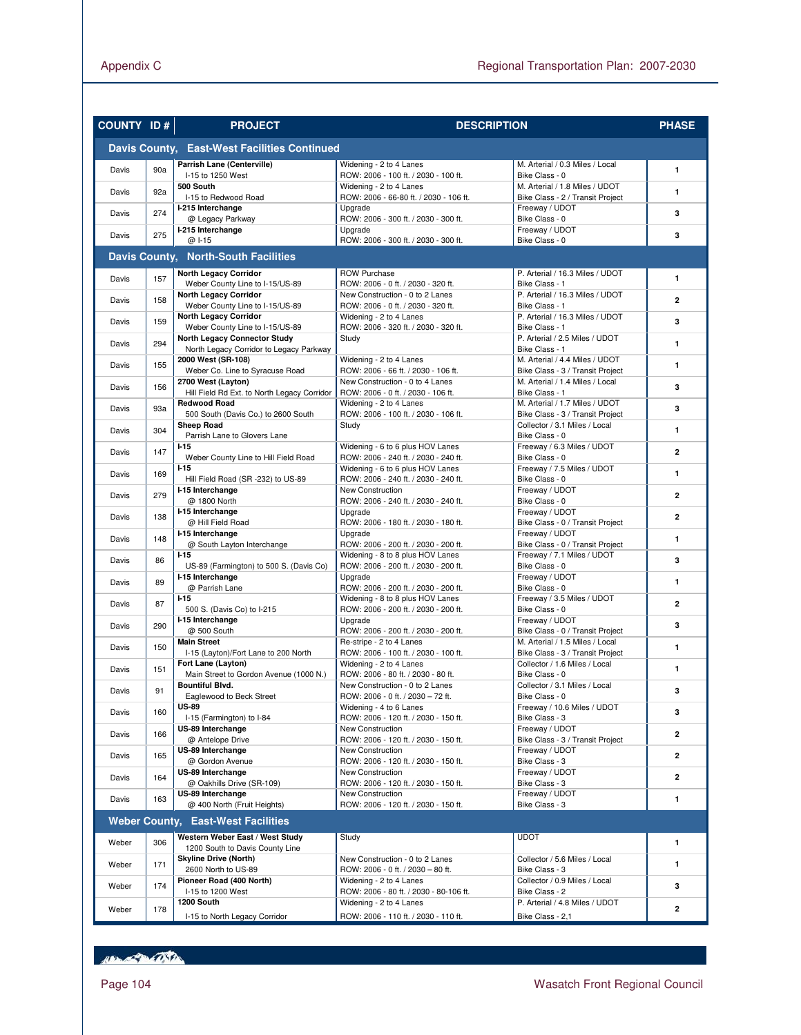| COUNTY | ID # | PROJECT | DESCRIPTION | | PHASE |
|---|---|---|---|---|---|
| **Davis County, East-West Facilities Continued** | | | | | |
| Davis | 90a | **Parrish Lane (Centerville)** I-15 to 1250 West | Widening - 2 to 4 Lanes ROW: 2006 - 100 ft. / 2030 - 100 ft. | M. Arterial / 0.3 Miles / Local Bike Class - 0 | 1 |
| Davis | 92a | **500 South** I-15 to Redwood Road | Widening - 2 to 4 Lanes ROW: 2006 - 66-80 ft. / 2030 - 106 ft. | M. Arterial / 1.8 Miles / UDOT Bike Class - 2 / Transit Project | 1 |
| Davis | 274 | **I-215 Interchange** @ Legacy Parkway | Upgrade ROW: 2006 - 300 ft. / 2030 - 300 ft. | Freeway / UDOT Bike Class - 0 | 3 |
| Davis | 275 | **I-215 Interchange** @ I-15 | Upgrade ROW: 2006 - 300 ft. / 2030 - 300 ft. | Freeway / UDOT Bike Class - 0 | 3 |
| **Davis County, North-South Facilities** | | | | | |
| Davis | 157 | **North Legacy Corridor** Weber County Line to I-15/US-89 | ROW Purchase ROW: 2006 - 0 ft. / 2030 - 320 ft. | P. Arterial / 16.3 Miles / UDOT Bike Class - 1 | 1 |
| Davis | 158 | **North Legacy Corridor** Weber County Line to I-15/US-89 | New Construction - 0 to 2 Lanes ROW: 2006 - 0 ft. / 2030 - 320 ft. | P. Arterial / 16.3 Miles / UDOT Bike Class - 1 | 2 |
| Davis | 159 | **North Legacy Corridor** Weber County Line to I-15/US-89 | Widening - 2 to 4 Lanes ROW: 2006 - 320 ft. / 2030 - 320 ft. | P. Arterial / 16.3 Miles / UDOT Bike Class - 1 | 3 |
| Davis | 294 | **North Legacy Connector Study** North Legacy Corridor to Legacy Parkway | Study | P. Arterial / 2.5 Miles / UDOT Bike Class - 1 | 1 |
| Davis | 155 | **2000 West (SR-108)** Weber Co. Line to Syracuse Road | Widening - 2 to 4 Lanes ROW: 2006 - 66 ft. / 2030 - 106 ft. | M. Arterial / 4.4 Miles / UDOT Bike Class - 3 / Transit Project | 1 |
| Davis | 156 | **2700 West (Layton)** Hill Field Rd Ext. to North Legacy Corridor | New Construction - 0 to 4 Lanes ROW: 2006 - 0 ft. / 2030 - 106 ft. | M. Arterial / 1.4 Miles / Local Bike Class - 1 | 3 |
| Davis | 93a | **Redwood Road** 500 South (Davis Co.) to 2600 South | Widening - 2 to 4 Lanes ROW: 2006 - 100 ft. / 2030 - 106 ft. | M. Arterial / 1.7 Miles / UDOT Bike Class - 3 / Transit Project | 3 |
| Davis | 304 | **Sheep Road** Parrish Lane to Glovers Lane | Study | Collector / 3.1 Miles / Local Bike Class - 0 | 1 |
| Davis | 147 | **I-15** Weber County Line to Hill Field Road | Widening - 6 to 6 plus HOV Lanes ROW: 2006 - 240 ft. / 2030 - 240 ft. | Freeway / 6.3 Miles / UDOT Bike Class - 0 | 2 |
| Davis | 169 | **I-15** Hill Field Road (SR -232) to US-89 | Widening - 6 to 6 plus HOV Lanes ROW: 2006 - 240 ft. / 2030 - 240 ft. | Freeway / 7.5 Miles / UDOT Bike Class - 0 | 1 |
| Davis | 279 | **I-15 Interchange** @ 1800 North | New Construction ROW: 2006 - 240 ft. / 2030 - 240 ft. | Freeway / UDOT Bike Class - 0 | 2 |
| Davis | 138 | **I-15 Interchange** @ Hill Field Road | Upgrade ROW: 2006 - 180 ft. / 2030 - 180 ft. | Freeway / UDOT Bike Class - 0 / Transit Project | 2 |
| Davis | 148 | **I-15 Interchange** @ South Layton Interchange | Upgrade ROW: 2006 - 200 ft. / 2030 - 200 ft. | Freeway / UDOT Bike Class - 0 / Transit Project | 1 |
| Davis | 86 | **I-15** US-89 (Farmington) to 500 S. (Davis Co) | Widening - 8 to 8 plus HOV Lanes ROW: 2006 - 200 ft. / 2030 - 200 ft. | Freeway / 7.1 Miles / UDOT Bike Class - 0 | 3 |
| Davis | 89 | **I-15 Interchange** @ Parrish Lane | Upgrade ROW: 2006 - 200 ft. / 2030 - 200 ft. | Freeway / UDOT Bike Class - 0 | 1 |
| Davis | 87 | **I-15** 500 S. (Davis Co) to I-215 | Widening - 8 to 8 plus HOV Lanes ROW: 2006 - 200 ft. / 2030 - 200 ft. | Freeway / 3.5 Miles / UDOT Bike Class - 0 | 2 |
| Davis | 290 | **I-15 Interchange** @ 500 South | Upgrade ROW: 2006 - 200 ft. / 2030 - 200 ft. | Freeway / UDOT Bike Class - 0 / Transit Project | 3 |
| Davis | 150 | **Main Street** I-15 (Layton)/Fort Lane to 200 North | Re-stripe - 2 to 4 Lanes ROW: 2006 - 100 ft. / 2030 - 100 ft. | M. Arterial / 1.5 Miles / Local Bike Class - 3 / Transit Project | 1 |
| Davis | 151 | **Fort Lane (Layton)** Main Street to Gordon Avenue (1000 N.) | Widening - 2 to 4 Lanes ROW: 2006 - 80 ft. / 2030 - 80 ft. | Collector / 1.6 Miles / Local Bike Class - 0 | 1 |
| Davis | 91 | **Bountiful Blvd.** Eaglewood to Beck Street | New Construction - 0 to 2 Lanes ROW: 2006 - 0 ft. / 2030 – 72 ft. | Collector / 3.1 Miles / Local Bike Class - 0 | 3 |
| Davis | 160 | **US-89** I-15 (Farmington) to I-84 | Widening - 4 to 6 Lanes ROW: 2006 - 120 ft. / 2030 - 150 ft. | Freeway / 10.6 Miles / UDOT Bike Class - 3 | 3 |
| Davis | 166 | **US-89 Interchange** @ Antelope Drive | New Construction ROW: 2006 - 120 ft. / 2030 - 150 ft. | Freeway / UDOT Bike Class - 3 / Transit Project | 2 |
| Davis | 165 | **US-89 Interchange** @ Gordon Avenue | New Construction ROW: 2006 - 120 ft. / 2030 - 150 ft. | Freeway / UDOT Bike Class - 3 | 2 |
| Davis | 164 | **US-89 Interchange** @ Oakhills Drive (SR-109) | New Construction ROW: 2006 - 120 ft. / 2030 - 150 ft. | Freeway / UDOT Bike Class - 3 | 2 |
| Davis | 163 | **US-89 Interchange** @ 400 North (Fruit Heights) | New Construction ROW: 2006 - 120 ft. / 2030 - 150 ft. | Freeway / UDOT Bike Class - 3 | 1 |
| **Weber County, East-West Facilities** | | | | | |
| Weber | 306 | **Western Weber East / West Study** 1200 South to Davis County Line | Study | UDOT | 1 |
| Weber | 171 | **Skyline Drive (North)** 2600 North to US-89 | New Construction - 0 to 2 Lanes ROW: 2006 - 0 ft. / 2030 – 80 ft. | Collector / 5.6 Miles / Local Bike Class - 3 | 1 |
| Weber | 174 | **Pioneer Road (400 North)** I-15 to 1200 West | Widening - 2 to 4 Lanes ROW: 2006 - 80 ft. / 2030 - 80-106 ft. | Collector / 0.9 Miles / Local Bike Class - 2 | 3 |
| Weber | 178 | **1200 South** I-15 to North Legacy Corridor | Widening - 2 to 4 Lanes ROW: 2006 - 110 ft. / 2030 - 110 ft. | P. Arterial / 4.8 Miles / UDOT Bike Class - 2,1 | 2 |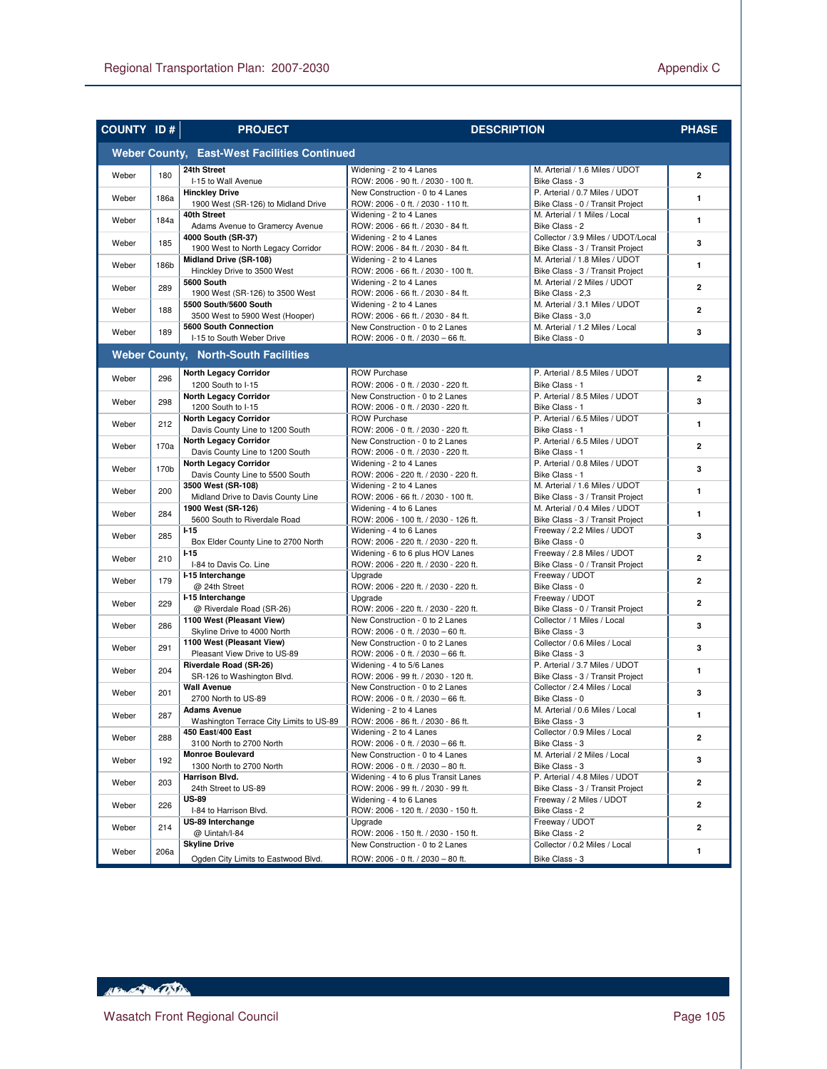| COUNTY | ID # | PROJECT | DESCRIPTION | | PHASE |
|---|---|---|---|---|---|
| **Weber County, East-West Facilities Continued** | | | | | |
| Weber | 180 | **24th Street** I-15 to Wall Avenue | Widening - 2 to 4 Lanes ROW: 2006 - 90 ft. / 2030 - 100 ft. | M. Arterial / 1.6 Miles / UDOT Bike Class - 3 | 2 |
| Weber | 186a | **Hinckley Drive** 1900 West (SR-126) to Midland Drive | New Construction - 0 to 4 Lanes ROW: 2006 - 0 ft. / 2030 - 110 ft. | P. Arterial / 0.7 Miles / UDOT Bike Class - 0 / Transit Project | 1 |
| Weber | 184a | **40th Street** Adams Avenue to Gramercy Avenue | Widening - 2 to 4 Lanes ROW: 2006 - 66 ft. / 2030 - 84 ft. | M. Arterial / 1 Miles / Local Bike Class - 2 | 1 |
| Weber | 185 | **4000 South (SR-37)** 1900 West to North Legacy Corridor | Widening - 2 to 4 Lanes ROW: 2006 - 84 ft. / 2030 - 84 ft. | Collector / 3.9 Miles / UDOT/Local Bike Class - 3 / Transit Project | 3 |
| Weber | 186b | **Midland Drive (SR-108)** Hinckley Drive to 3500 West | Widening - 2 to 4 Lanes ROW: 2006 - 66 ft. / 2030 - 100 ft. | M. Arterial / 1.8 Miles / UDOT Bike Class - 3 / Transit Project | 1 |
| Weber | 289 | **5600 South** 1900 West (SR-126) to 3500 West | Widening - 2 to 4 Lanes ROW: 2006 - 66 ft. / 2030 - 84 ft. | M. Arterial / 2 Miles / UDOT Bike Class - 2,3 | 2 |
| Weber | 188 | **5500 South/5600 South** 3500 West to 5900 West (Hooper) | Widening - 2 to 4 Lanes ROW: 2006 - 66 ft. / 2030 - 84 ft. | M. Arterial / 3.1 Miles / UDOT Bike Class - 3,0 | 2 |
| Weber | 189 | **5600 South Connection** I-15 to South Weber Drive | New Construction - 0 to 2 Lanes ROW: 2006 - 0 ft. / 2030 – 66 ft. | M. Arterial / 1.2 Miles / Local Bike Class - 0 | 3 |
| **Weber County, North-South Facilities** | | | | | |
| Weber | 296 | **North Legacy Corridor** 1200 South to I-15 | ROW Purchase ROW: 2006 - 0 ft. / 2030 - 220 ft. | P. Arterial / 8.5 Miles / UDOT Bike Class - 1 | 2 |
| Weber | 298 | **North Legacy Corridor** 1200 South to I-15 | New Construction - 0 to 2 Lanes ROW: 2006 - 0 ft. / 2030 - 220 ft. | P. Arterial / 8.5 Miles / UDOT Bike Class - 1 | 3 |
| Weber | 212 | **North Legacy Corridor** Davis County Line to 1200 South | ROW Purchase ROW: 2006 - 0 ft. / 2030 - 220 ft. | P. Arterial / 6.5 Miles / UDOT Bike Class - 1 | 1 |
| Weber | 170a | **North Legacy Corridor** Davis County Line to 1200 South | New Construction - 0 to 2 Lanes ROW: 2006 - 0 ft. / 2030 - 220 ft. | P. Arterial / 6.5 Miles / UDOT Bike Class - 1 | 2 |
| Weber | 170b | **North Legacy Corridor** Davis County Line to 5500 South | Widening - 2 to 4 Lanes ROW: 2006 - 220 ft. / 2030 - 220 ft. | P. Arterial / 0.8 Miles / UDOT Bike Class - 1 | 3 |
| Weber | 200 | **3500 West (SR-108)** Midland Drive to Davis County Line | Widening - 2 to 4 Lanes ROW: 2006 - 66 ft. / 2030 - 100 ft. | M. Arterial / 1.6 Miles / UDOT Bike Class - 3 / Transit Project | 1 |
| Weber | 284 | **1900 West (SR-126)** 5600 South to Riverdale Road | Widening - 4 to 6 Lanes ROW: 2006 - 100 ft. / 2030 - 126 ft. | M. Arterial / 0.4 Miles / UDOT Bike Class - 3 / Transit Project | 1 |
| Weber | 285 | **I-15** Box Elder County Line to 2700 North | Widening - 4 to 6 Lanes ROW: 2006 - 220 ft. / 2030 - 220 ft. | Freeway / 2.2 Miles / UDOT Bike Class - 0 | 3 |
| Weber | 210 | **I-15** I-84 to Davis Co. Line | Widening - 6 to 6 plus HOV Lanes ROW: 2006 - 220 ft. / 2030 - 220 ft. | Freeway / 2.8 Miles / UDOT Bike Class - 0 / Transit Project | 2 |
| Weber | 179 | **I-15 Interchange** @ 24th Street | Upgrade ROW: 2006 - 220 ft. / 2030 - 220 ft. | Freeway / UDOT Bike Class - 0 | 2 |
| Weber | 229 | **I-15 Interchange** @ Riverdale Road (SR-26) | Upgrade ROW: 2006 - 220 ft. / 2030 - 220 ft. | Freeway / UDOT Bike Class - 0 / Transit Project | 2 |
| Weber | 286 | **1100 West (Pleasant View)** Skyline Drive to 4000 North | New Construction - 0 to 2 Lanes ROW: 2006 - 0 ft. / 2030 – 60 ft. | Collector / 1 Miles / Local Bike Class - 3 | 3 |
| Weber | 291 | **1100 West (Pleasant View)** Pleasant View Drive to US-89 | New Construction - 0 to 2 Lanes ROW: 2006 - 0 ft. / 2030 – 66 ft. | Collector / 0.6 Miles / Local Bike Class - 3 | 3 |
| Weber | 204 | **Riverdale Road (SR-26)** SR-126 to Washington Blvd. | Widening - 4 to 5/6 Lanes ROW: 2006 - 99 ft. / 2030 - 120 ft. | P. Arterial / 3.7 Miles / UDOT Bike Class - 3 / Transit Project | 1 |
| Weber | 201 | **Wall Avenue** 2700 North to US-89 | New Construction - 0 to 2 Lanes ROW: 2006 - 0 ft. / 2030 – 66 ft. | Collector / 2.4 Miles / Local Bike Class - 0 | 3 |
| Weber | 287 | **Adams Avenue** Washington Terrace City Limits to US-89 | Widening - 2 to 4 Lanes ROW: 2006 - 86 ft. / 2030 - 86 ft. | M. Arterial / 0.6 Miles / Local Bike Class - 3 | 1 |
| Weber | 288 | **450 East/400 East** 3100 North to 2700 North | Widening - 2 to 4 Lanes ROW: 2006 - 0 ft. / 2030 – 66 ft. | Collector / 0.9 Miles / Local Bike Class - 3 | 2 |
| Weber | 192 | **Monroe Boulevard** 1300 North to 2700 North | New Construction - 0 to 4 Lanes ROW: 2006 - 0 ft. / 2030 – 80 ft. | M. Arterial / 2 Miles / Local Bike Class - 3 | 3 |
| Weber | 203 | **Harrison Blvd.** 24th Street to US-89 | Widening - 4 to 6 plus Transit Lanes ROW: 2006 - 99 ft. / 2030 - 99 ft. | P. Arterial / 4.8 Miles / UDOT Bike Class - 3 / Transit Project | 2 |
| Weber | 226 | **US-89** I-84 to Harrison Blvd. | Widening - 4 to 6 Lanes ROW: 2006 - 120 ft. / 2030 - 150 ft. | Freeway / 2 Miles / UDOT Bike Class - 2 | 2 |
| Weber | 214 | **US-89 Interchange** @ Uintah/I-84 | Upgrade ROW: 2006 - 150 ft. / 2030 - 150 ft. | Freeway / UDOT Bike Class - 2 | 2 |
| Weber | 206a | **Skyline Drive** Ogden City Limits to Eastwood Blvd. | New Construction - 0 to 2 Lanes ROW: 2006 - 0 ft. / 2030 – 80 ft. | Collector / 0.2 Miles / Local Bike Class - 3 | 1 |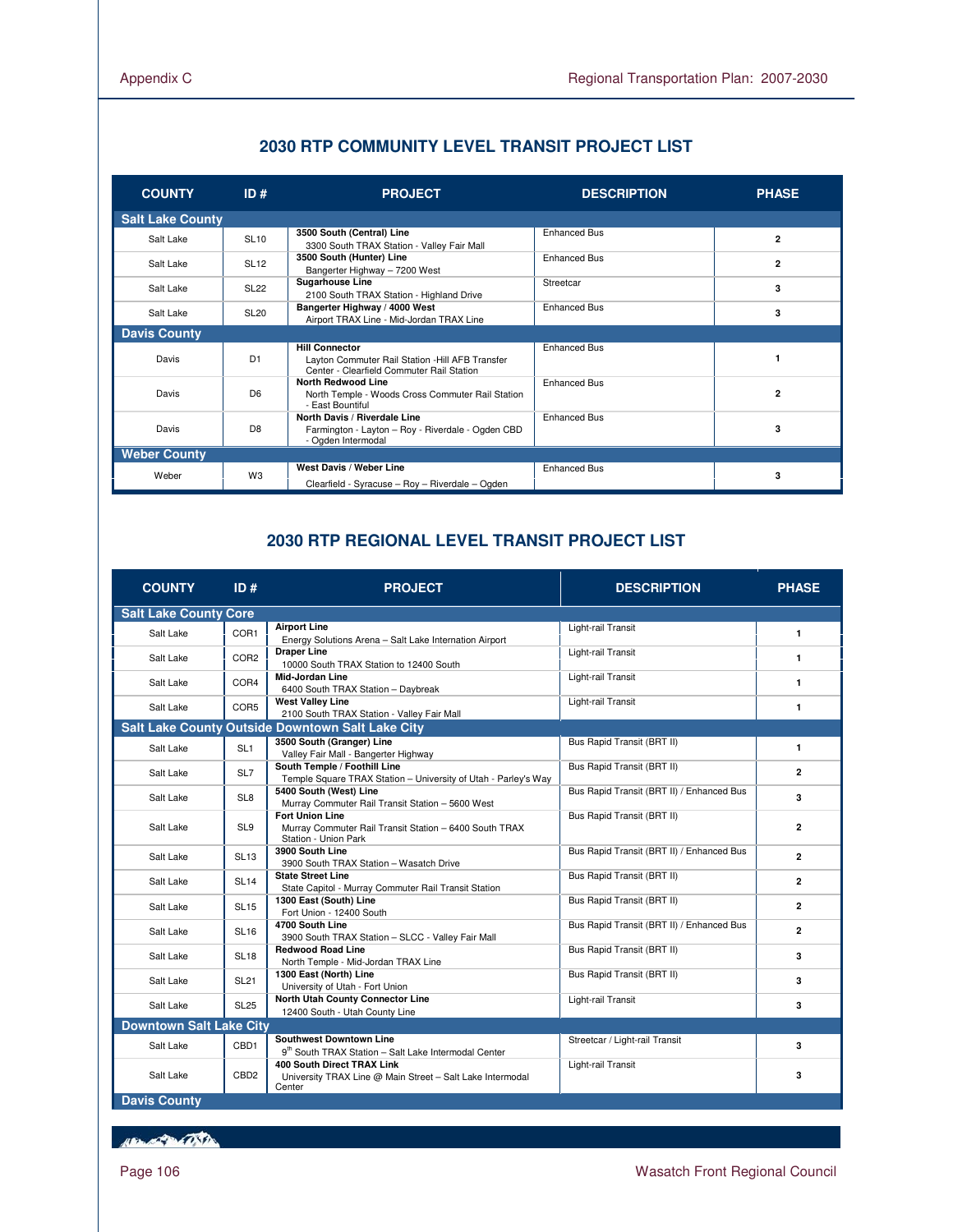## 2030 RTP COMMUNITY LEVEL TRANSIT PROJECT LIST

| COUNTY | ID # | PROJECT | DESCRIPTION | PHASE |
|---|---|---|---|---|
| **Salt Lake County** | | | | |
| Salt Lake | SL10 | **3500 South (Central) Line** 3300 South TRAX Station - Valley Fair Mall | Enhanced Bus | 2 |
| Salt Lake | SL12 | **3500 South (Hunter) Line** Bangerter Highway – 7200 West | Enhanced Bus | 2 |
| Salt Lake | SL22 | **Sugarhouse Line** 2100 South TRAX Station - Highland Drive | Streetcar | 3 |
| Salt Lake | SL20 | **Bangerter Highway / 4000 West** Airport TRAX Line - Mid-Jordan TRAX Line | Enhanced Bus | 3 |
| **Davis County** | | | | |
| Davis | D1 | **Hill Connector** Layton Commuter Rail Station -Hill AFB Transfer Center - Clearfield Commuter Rail Station | Enhanced Bus | 1 |
| Davis | D6 | **North Redwood Line** North Temple - Woods Cross Commuter Rail Station - East Bountiful | Enhanced Bus | 2 |
| Davis | D8 | **North Davis / Riverdale Line** Farmington - Layton – Roy - Riverdale - Ogden CBD - Ogden Intermodal | Enhanced Bus | 3 |
| **Weber County** | | | | |
| Weber | W3 | **West Davis / Weber Line** Clearfield - Syracuse – Roy – Riverdale – Ogden | Enhanced Bus | 3 |

## 2030 RTP REGIONAL LEVEL TRANSIT PROJECT LIST

| COUNTY | ID # | PROJECT | DESCRIPTION | PHASE |
|---|---|---|---|---|
| **Salt Lake County Core** | | | | |
| Salt Lake | COR1 | **Airport Line** Energy Solutions Arena – Salt Lake Internation Airport | Light-rail Transit | 1 |
| Salt Lake | COR2 | **Draper Line** 10000 South TRAX Station to 12400 South | Light-rail Transit | 1 |
| Salt Lake | COR4 | **Mid-Jordan Line** 6400 South TRAX Station – Daybreak | Light-rail Transit | 1 |
| Salt Lake | COR5 | **West Valley Line** 2100 South TRAX Station - Valley Fair Mall | Light-rail Transit | 1 |
| **Salt Lake County Outside Downtown Salt Lake City** | | | | |
| Salt Lake | SL1 | **3500 South (Granger) Line** Valley Fair Mall - Bangerter Highway | Bus Rapid Transit (BRT II) | 1 |
| Salt Lake | SL7 | **South Temple / Foothill Line** Temple Square TRAX Station – University of Utah - Parley's Way | Bus Rapid Transit (BRT II) | 2 |
| Salt Lake | SL8 | **5400 South (West) Line** Murray Commuter Rail Transit Station – 5600 West | Bus Rapid Transit (BRT II) / Enhanced Bus | 3 |
| Salt Lake | SL9 | **Fort Union Line** Murray Commuter Rail Transit Station – 6400 South TRAX Station - Union Park | Bus Rapid Transit (BRT II) | 2 |
| Salt Lake | SL13 | **3900 South Line** 3900 South TRAX Station – Wasatch Drive | Bus Rapid Transit (BRT II) / Enhanced Bus | 2 |
| Salt Lake | SL14 | **State Street Line** State Capitol - Murray Commuter Rail Transit Station | Bus Rapid Transit (BRT II) | 2 |
| Salt Lake | SL15 | **1300 East (South) Line** Fort Union - 12400 South | Bus Rapid Transit (BRT II) | 2 |
| Salt Lake | SL16 | **4700 South Line** 3900 South TRAX Station – SLCC - Valley Fair Mall | Bus Rapid Transit (BRT II) / Enhanced Bus | 2 |
| Salt Lake | SL18 | **Redwood Road Line** North Temple - Mid-Jordan TRAX Line | Bus Rapid Transit (BRT II) | 3 |
| Salt Lake | SL21 | **1300 East (North) Line** University of Utah - Fort Union | Bus Rapid Transit (BRT II) | 3 |
| Salt Lake | SL25 | **North Utah County Connector Line** 12400 South - Utah County Line | Light-rail Transit | 3 |
| **Downtown Salt Lake City** | | | | |
| Salt Lake | CBD1 | **Southwest Downtown Line** 9th South TRAX Station – Salt Lake Intermodal Center | Streetcar / Light-rail Transit | 3 |
| Salt Lake | CBD2 | **400 South Direct TRAX Link** University TRAX Line @ Main Street – Salt Lake Intermodal Center | Light-rail Transit | 3 |
| **Davis County** | | | | |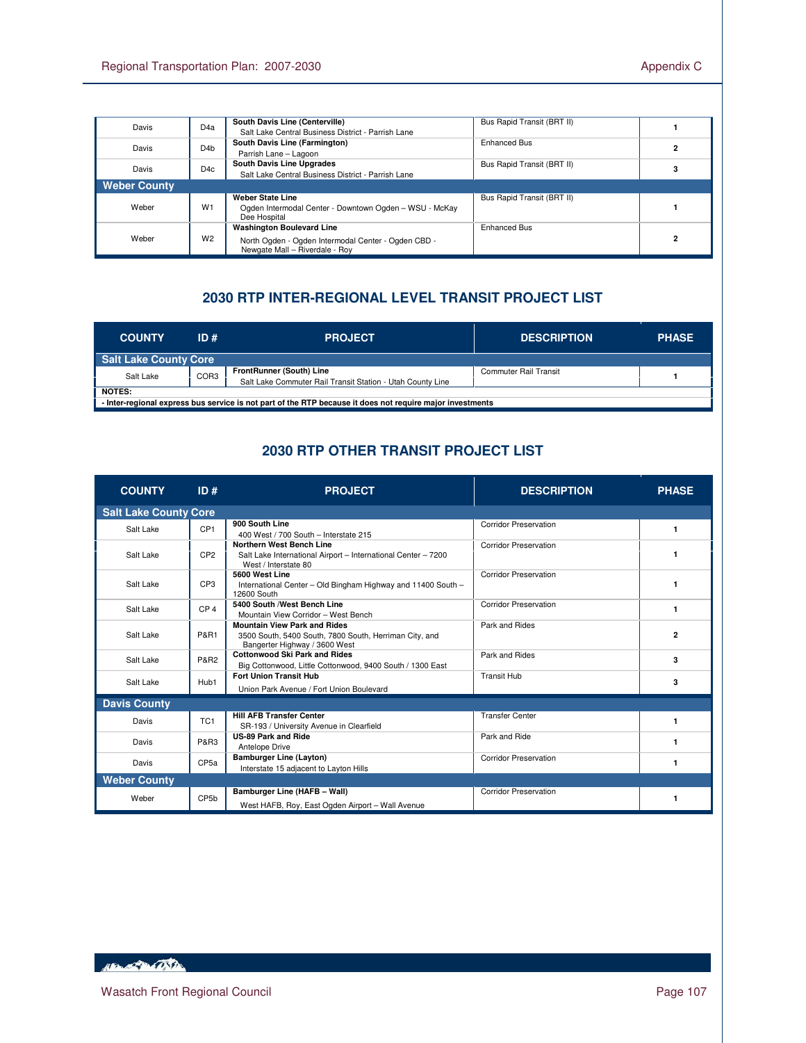| COUNTY | ID # | PROJECT | DESCRIPTION | PHASE |
|---|---|---|---|---|
| Davis | D4a | **South Davis Line (Centerville)** Salt Lake Central Business District - Parrish Lane | Bus Rapid Transit (BRT II) | 1 |
| Davis | D4b | **South Davis Line (Farmington)** Parrish Lane – Lagoon | Enhanced Bus | 2 |
| Davis | D4c | **South Davis Line Upgrades** Salt Lake Central Business District - Parrish Lane | Bus Rapid Transit (BRT II) | 3 |
| **Weber County** | | | | |
| Weber | W1 | **Weber State Line** Ogden Intermodal Center - Downtown Ogden – WSU - McKay Dee Hospital | Bus Rapid Transit (BRT II) | 1 |
| Weber | W2 | **Washington Boulevard Line** North Ogden - Ogden Intermodal Center - Ogden CBD - Newgate Mall – Riverdale - Roy | Enhanced Bus | 2 |

## 2030 RTP INTER-REGIONAL LEVEL TRANSIT PROJECT LIST

| COUNTY | ID # | PROJECT | DESCRIPTION | PHASE |
|---|---|---|---|---|
| **Salt Lake County Core** | | | | |
| Salt Lake | COR3 | **FrontRunner (South) Line** Salt Lake Commuter Rail Transit Station - Utah County Line | Commuter Rail Transit | 1 |

**NOTES:**
**- Inter-regional express bus service is not part of the RTP because it does not require major investments**

## 2030 RTP OTHER TRANSIT PROJECT LIST

| COUNTY | ID # | PROJECT | DESCRIPTION | PHASE |
|---|---|---|---|---|
| **Salt Lake County Core** | | | | |
| Salt Lake | CP1 | **900 South Line** 400 West / 700 South – Interstate 215 | Corridor Preservation | 1 |
| Salt Lake | CP2 | **Northern West Bench Line** Salt Lake International Airport – International Center – 7200 West / Interstate 80 | Corridor Preservation | 1 |
| Salt Lake | CP3 | **5600 West Line** International Center – Old Bingham Highway and 11400 South – 12600 South | Corridor Preservation | 1 |
| Salt Lake | CP 4 | **5400 South /West Bench Line** Mountain View Corridor – West Bench | Corridor Preservation | 1 |
| Salt Lake | P&R1 | **Mountain View Park and Rides** 3500 South, 5400 South, 7800 South, Herriman City, and Bangerter Highway / 3600 West | Park and Rides | 2 |
| Salt Lake | P&R2 | **Cottonwood Ski Park and Rides** Big Cottonwood, Little Cottonwood, 9400 South / 1300 East | Park and Rides | 3 |
| Salt Lake | Hub1 | **Fort Union Transit Hub** Union Park Avenue / Fort Union Boulevard | Transit Hub | 3 |
| **Davis County** | | | | |
| Davis | TC1 | **Hill AFB Transfer Center** SR-193 / University Avenue in Clearfield | Transfer Center | 1 |
| Davis | P&R3 | **US-89 Park and Ride** Antelope Drive | Park and Ride | 1 |
| Davis | CP5a | **Bamburger Line (Layton)** Interstate 15 adjacent to Layton Hills | Corridor Preservation | 1 |
| **Weber County** | | | | |
| Weber | CP5b | **Bamburger Line (HAFB – Wall)** West HAFB, Roy, East Ogden Airport – Wall Avenue | Corridor Preservation | 1 |